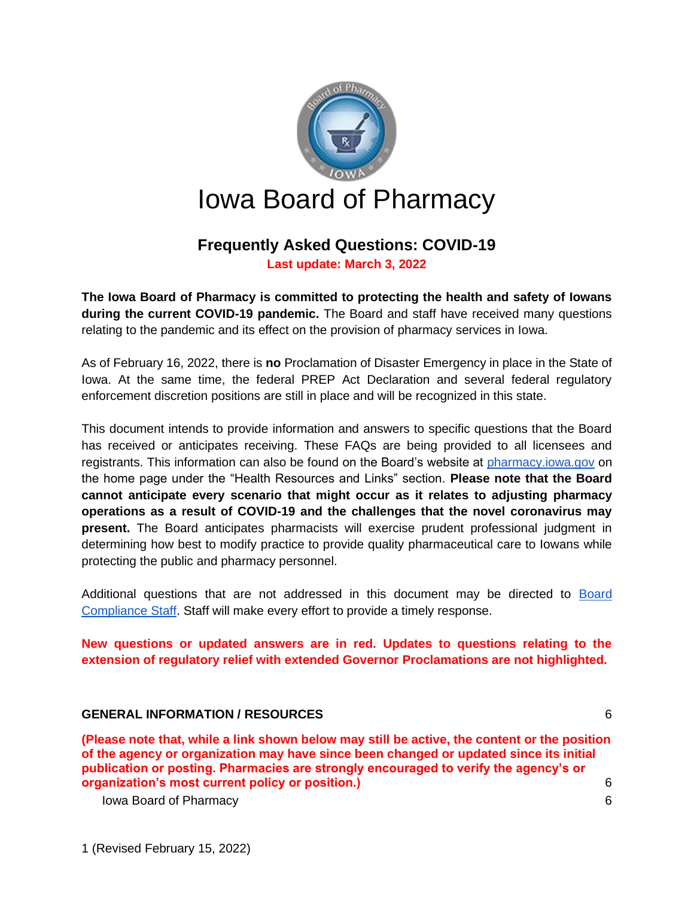# Iowa Board of Pharmacy

## Frequently Asked Questions: COVID-19

**Last update: March 3, 2022**

**The Iowa Board of Pharmacy is committed to protecting the health and safety of Iowans during the current COVID-19 pandemic.** The Board and staff have received many questions relating to the pandemic and its effect on the provision of pharmacy services in Iowa.

As of February 16, 2022, there is **no** Proclamation of Disaster Emergency in place in the State of Iowa. At the same time, the federal PREP Act Declaration and several federal regulatory enforcement discretion positions are still in place and will be recognized in this state.

This document intends to provide information and answers to specific questions that the Board has received or anticipates receiving. These FAQs are being provided to all licensees and registrants. This information can also be found on the Board's website at [pharmacy.iowa.gov](pharmacy.iowa.gov) on the home page under the "Health Resources and Links" section. **Please note that the Board cannot anticipate every scenario that might occur as it relates to adjusting pharmacy operations as a result of COVID-19 and the challenges that the novel coronavirus may present.** The Board anticipates pharmacists will exercise prudent professional judgment in determining how best to modify practice to provide quality pharmaceutical care to Iowans while protecting the public and pharmacy personnel.

Additional questions that are not addressed in this document may be directed to [Board Compliance Staff](). Staff will make every effort to provide a timely response.

**New questions or updated answers are in red. Updates to questions relating to the extension of regulatory relief with extended Governor Proclamations are not highlighted.**

**GENERAL INFORMATION / RESOURCES** 6

**(Please note that, while a link shown below may still be active, the content or the position of the agency or organization may have since been changed or updated since its initial publication or posting. Pharmacies are strongly encouraged to verify the agency's or organization's most current policy or position.)** 6

Iowa Board of Pharmacy 6

1 (Revised February 15, 2022)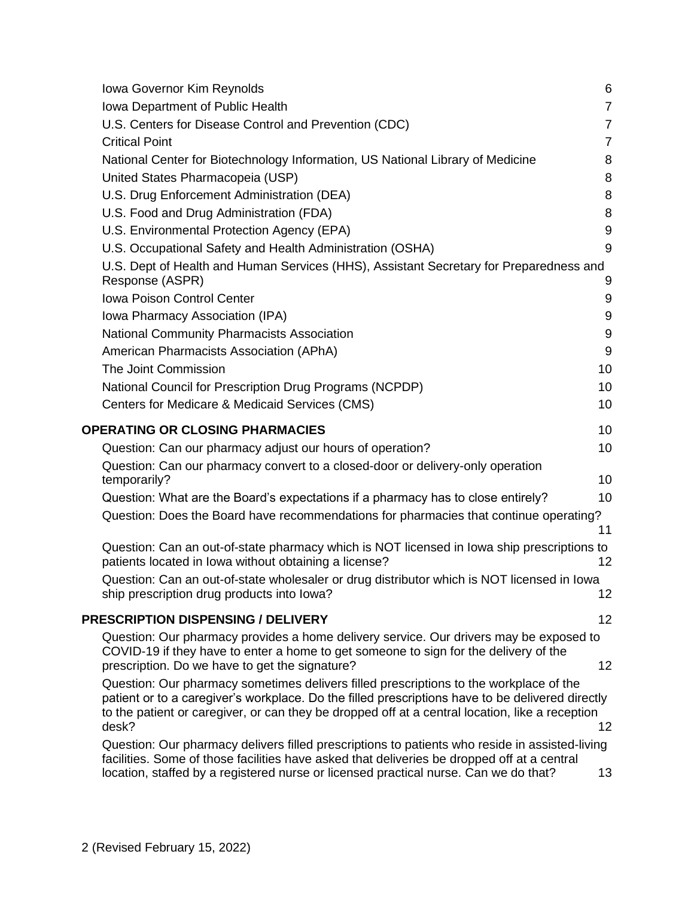Iowa Governor Kim Reynolds 6
Iowa Department of Public Health 7
U.S. Centers for Disease Control and Prevention (CDC) 7
Critical Point 7
National Center for Biotechnology Information, US National Library of Medicine 8
United States Pharmacopeia (USP) 8
U.S. Drug Enforcement Administration (DEA) 8
U.S. Food and Drug Administration (FDA) 8
U.S. Environmental Protection Agency (EPA) 9
U.S. Occupational Safety and Health Administration (OSHA) 9
U.S. Dept of Health and Human Services (HHS), Assistant Secretary for Preparedness and Response (ASPR) 9
Iowa Poison Control Center 9
Iowa Pharmacy Association (IPA) 9
National Community Pharmacists Association 9
American Pharmacists Association (APhA) 9
The Joint Commission 10
National Council for Prescription Drug Programs (NCPDP) 10
Centers for Medicare & Medicaid Services (CMS) 10

**OPERATING OR CLOSING PHARMACIES** 10

Question: Can our pharmacy adjust our hours of operation? 10
Question: Can our pharmacy convert to a closed-door or delivery-only operation temporarily? 10
Question: What are the Board's expectations if a pharmacy has to close entirely? 10
Question: Does the Board have recommendations for pharmacies that continue operating? 11
Question: Can an out-of-state pharmacy which is NOT licensed in Iowa ship prescriptions to patients located in Iowa without obtaining a license? 12
Question: Can an out-of-state wholesaler or drug distributor which is NOT licensed in Iowa ship prescription drug products into Iowa? 12

**PRESCRIPTION DISPENSING / DELIVERY** 12

Question: Our pharmacy provides a home delivery service. Our drivers may be exposed to COVID-19 if they have to enter a home to get someone to sign for the delivery of the prescription. Do we have to get the signature? 12
Question: Our pharmacy sometimes delivers filled prescriptions to the workplace of the patient or to a caregiver's workplace. Do the filled prescriptions have to be delivered directly to the patient or caregiver, or can they be dropped off at a central location, like a reception desk? 12
Question: Our pharmacy delivers filled prescriptions to patients who reside in assisted-living facilities. Some of those facilities have asked that deliveries be dropped off at a central location, staffed by a registered nurse or licensed practical nurse. Can we do that? 13

(Revised February 15, 2022)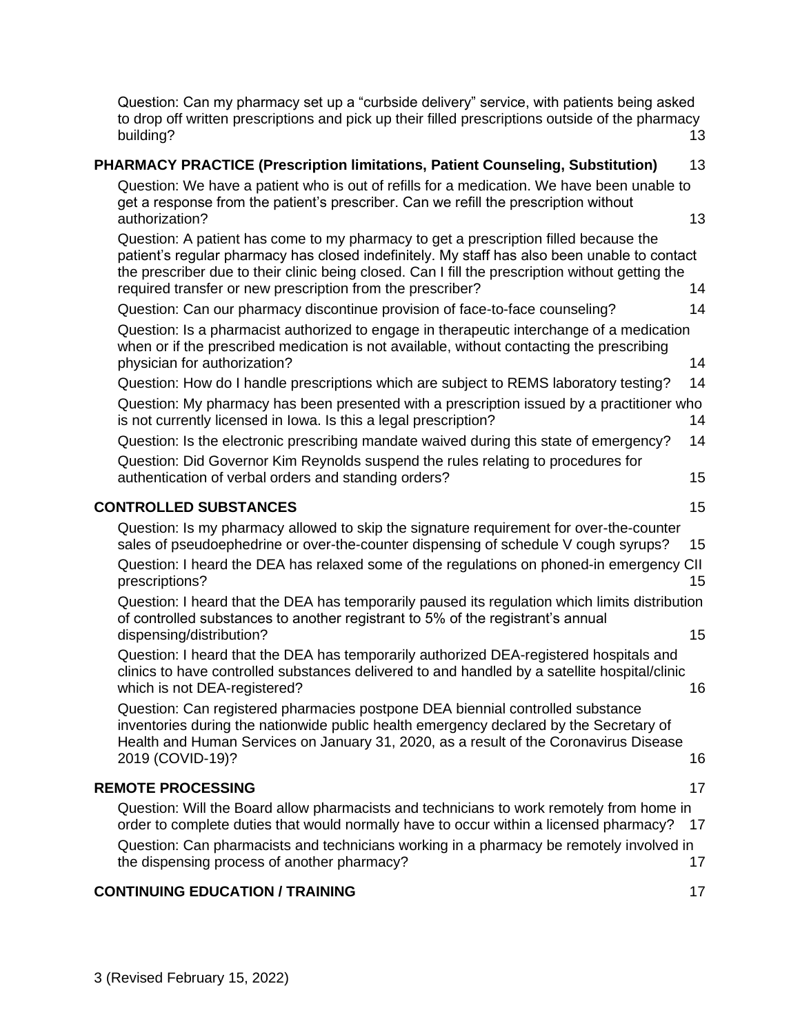Question: Can my pharmacy set up a "curbside delivery" service, with patients being asked to drop off written prescriptions and pick up their filled prescriptions outside of the pharmacy building? 13

**PHARMACY PRACTICE (Prescription limitations, Patient Counseling, Substitution)** 13

Question: We have a patient who is out of refills for a medication. We have been unable to get a response from the patient's prescriber. Can we refill the prescription without authorization? 13

Question: A patient has come to my pharmacy to get a prescription filled because the patient's regular pharmacy has closed indefinitely. My staff has also been unable to contact the prescriber due to their clinic being closed. Can I fill the prescription without getting the required transfer or new prescription from the prescriber? 14

Question: Can our pharmacy discontinue provision of face-to-face counseling? 14

Question: Is a pharmacist authorized to engage in therapeutic interchange of a medication when or if the prescribed medication is not available, without contacting the prescribing physician for authorization? 14

Question: How do I handle prescriptions which are subject to REMS laboratory testing? 14

Question: My pharmacy has been presented with a prescription issued by a practitioner who is not currently licensed in Iowa. Is this a legal prescription? 14

Question: Is the electronic prescribing mandate waived during this state of emergency? 14

Question: Did Governor Kim Reynolds suspend the rules relating to procedures for authentication of verbal orders and standing orders? 15

**CONTROLLED SUBSTANCES** 15

Question: Is my pharmacy allowed to skip the signature requirement for over-the-counter sales of pseudoephedrine or over-the-counter dispensing of schedule V cough syrups? 15

Question: I heard the DEA has relaxed some of the regulations on phoned-in emergency CII prescriptions? 15

Question: I heard that the DEA has temporarily paused its regulation which limits distribution of controlled substances to another registrant to 5% of the registrant's annual dispensing/distribution? 15

Question: I heard that the DEA has temporarily authorized DEA-registered hospitals and clinics to have controlled substances delivered to and handled by a satellite hospital/clinic which is not DEA-registered? 16

Question: Can registered pharmacies postpone DEA biennial controlled substance inventories during the nationwide public health emergency declared by the Secretary of Health and Human Services on January 31, 2020, as a result of the Coronavirus Disease 2019 (COVID-19)? 16

**REMOTE PROCESSING** 17

Question: Will the Board allow pharmacists and technicians to work remotely from home in order to complete duties that would normally have to occur within a licensed pharmacy? 17

Question: Can pharmacists and technicians working in a pharmacy be remotely involved in the dispensing process of another pharmacy? 17

**CONTINUING EDUCATION / TRAINING** 17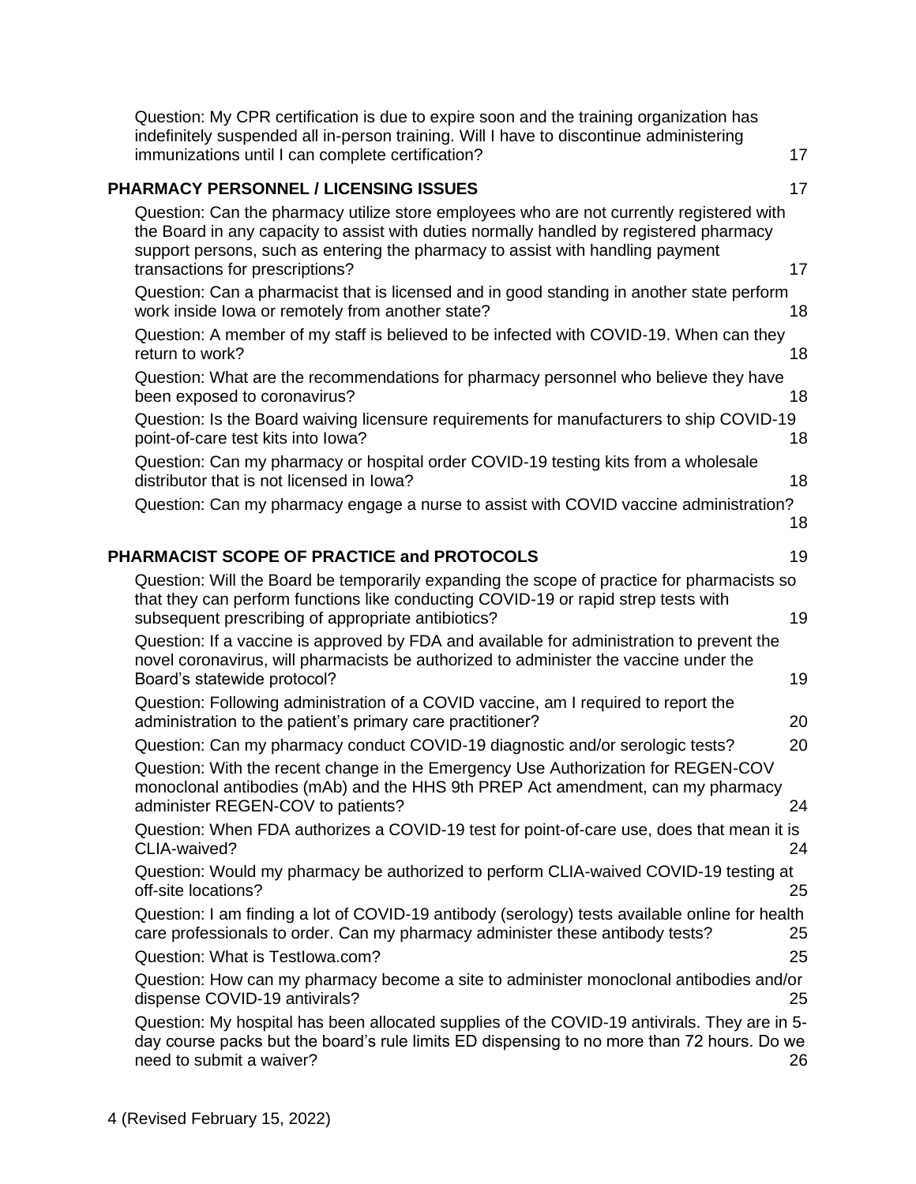Question: My CPR certification is due to expire soon and the training organization has indefinitely suspended all in-person training. Will I have to discontinue administering immunizations until I can complete certification? 17

**PHARMACY PERSONNEL / LICENSING ISSUES** 17

Question: Can the pharmacy utilize store employees who are not currently registered with the Board in any capacity to assist with duties normally handled by registered pharmacy support persons, such as entering the pharmacy to assist with handling payment transactions for prescriptions? 17

Question: Can a pharmacist that is licensed and in good standing in another state perform work inside Iowa or remotely from another state? 18

Question: A member of my staff is believed to be infected with COVID-19. When can they return to work? 18

Question: What are the recommendations for pharmacy personnel who believe they have been exposed to coronavirus? 18

Question: Is the Board waiving licensure requirements for manufacturers to ship COVID-19 point-of-care test kits into Iowa? 18

Question: Can my pharmacy or hospital order COVID-19 testing kits from a wholesale distributor that is not licensed in Iowa? 18

Question: Can my pharmacy engage a nurse to assist with COVID vaccine administration? 18

**PHARMACIST SCOPE OF PRACTICE and PROTOCOLS** 19

Question: Will the Board be temporarily expanding the scope of practice for pharmacists so that they can perform functions like conducting COVID-19 or rapid strep tests with subsequent prescribing of appropriate antibiotics? 19

Question: If a vaccine is approved by FDA and available for administration to prevent the novel coronavirus, will pharmacists be authorized to administer the vaccine under the Board's statewide protocol? 19

Question: Following administration of a COVID vaccine, am I required to report the administration to the patient's primary care practitioner? 20

Question: Can my pharmacy conduct COVID-19 diagnostic and/or serologic tests? 20

Question: With the recent change in the Emergency Use Authorization for REGEN-COV monoclonal antibodies (mAb) and the HHS 9th PREP Act amendment, can my pharmacy administer REGEN-COV to patients? 24

Question: When FDA authorizes a COVID-19 test for point-of-care use, does that mean it is CLIA-waived? 24

Question: Would my pharmacy be authorized to perform CLIA-waived COVID-19 testing at off-site locations? 25

Question: I am finding a lot of COVID-19 antibody (serology) tests available online for health care professionals to order. Can my pharmacy administer these antibody tests? 25

Question: What is TestIowa.com? 25

Question: How can my pharmacy become a site to administer monoclonal antibodies and/or dispense COVID-19 antivirals? 25

Question: My hospital has been allocated supplies of the COVID-19 antivirals. They are in 5-day course packs but the board's rule limits ED dispensing to no more than 72 hours. Do we need to submit a waiver? 26

(Revised February 15, 2022)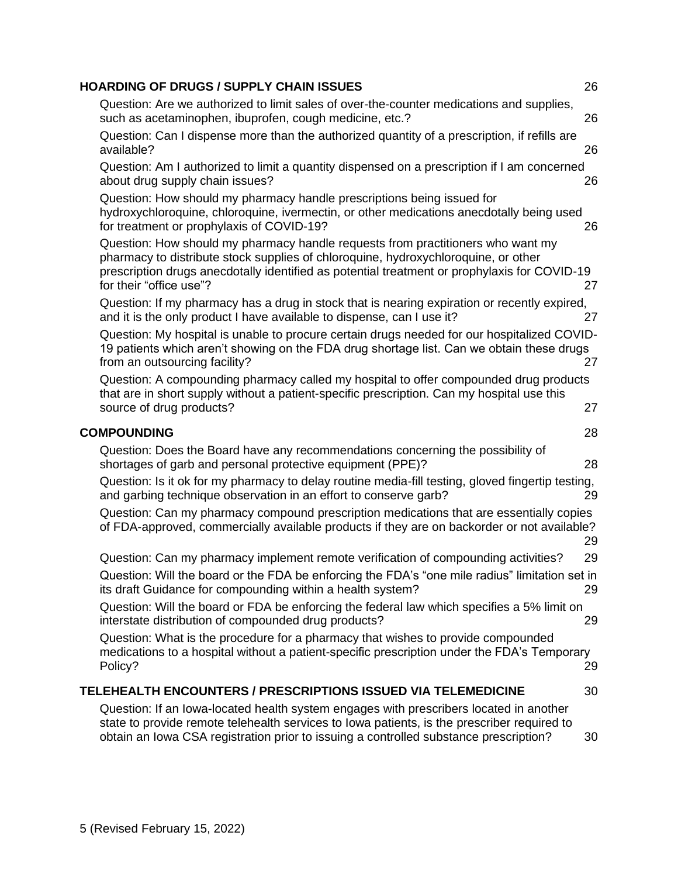**HOARDING OF DRUGS / SUPPLY CHAIN ISSUES** 26

Question: Are we authorized to limit sales of over-the-counter medications and supplies, such as acetaminophen, ibuprofen, cough medicine, etc.? 26

Question: Can I dispense more than the authorized quantity of a prescription, if refills are available? 26

Question: Am I authorized to limit a quantity dispensed on a prescription if I am concerned about drug supply chain issues? 26

Question: How should my pharmacy handle prescriptions being issued for hydroxychloroquine, chloroquine, ivermectin, or other medications anecdotally being used for treatment or prophylaxis of COVID-19? 26

Question: How should my pharmacy handle requests from practitioners who want my pharmacy to distribute stock supplies of chloroquine, hydroxychloroquine, or other prescription drugs anecdotally identified as potential treatment or prophylaxis for COVID-19 for their "office use"? 27

Question: If my pharmacy has a drug in stock that is nearing expiration or recently expired, and it is the only product I have available to dispense, can I use it? 27

Question: My hospital is unable to procure certain drugs needed for our hospitalized COVID-19 patients which aren't showing on the FDA drug shortage list. Can we obtain these drugs from an outsourcing facility? 27

Question: A compounding pharmacy called my hospital to offer compounded drug products that are in short supply without a patient-specific prescription. Can my hospital use this source of drug products? 27

**COMPOUNDING** 28

Question: Does the Board have any recommendations concerning the possibility of shortages of garb and personal protective equipment (PPE)? 28

Question: Is it ok for my pharmacy to delay routine media-fill testing, gloved fingertip testing, and garbing technique observation in an effort to conserve garb? 29

Question: Can my pharmacy compound prescription medications that are essentially copies of FDA-approved, commercially available products if they are on backorder or not available? 29

Question: Can my pharmacy implement remote verification of compounding activities? 29

Question: Will the board or the FDA be enforcing the FDA's "one mile radius" limitation set in its draft Guidance for compounding within a health system? 29

Question: Will the board or FDA be enforcing the federal law which specifies a 5% limit on interstate distribution of compounded drug products? 29

Question: What is the procedure for a pharmacy that wishes to provide compounded medications to a hospital without a patient-specific prescription under the FDA's Temporary Policy? 29

**TELEHEALTH ENCOUNTERS / PRESCRIPTIONS ISSUED VIA TELEMEDICINE** 30

Question: If an Iowa-located health system engages with prescribers located in another state to provide remote telehealth services to Iowa patients, is the prescriber required to obtain an Iowa CSA registration prior to issuing a controlled substance prescription? 30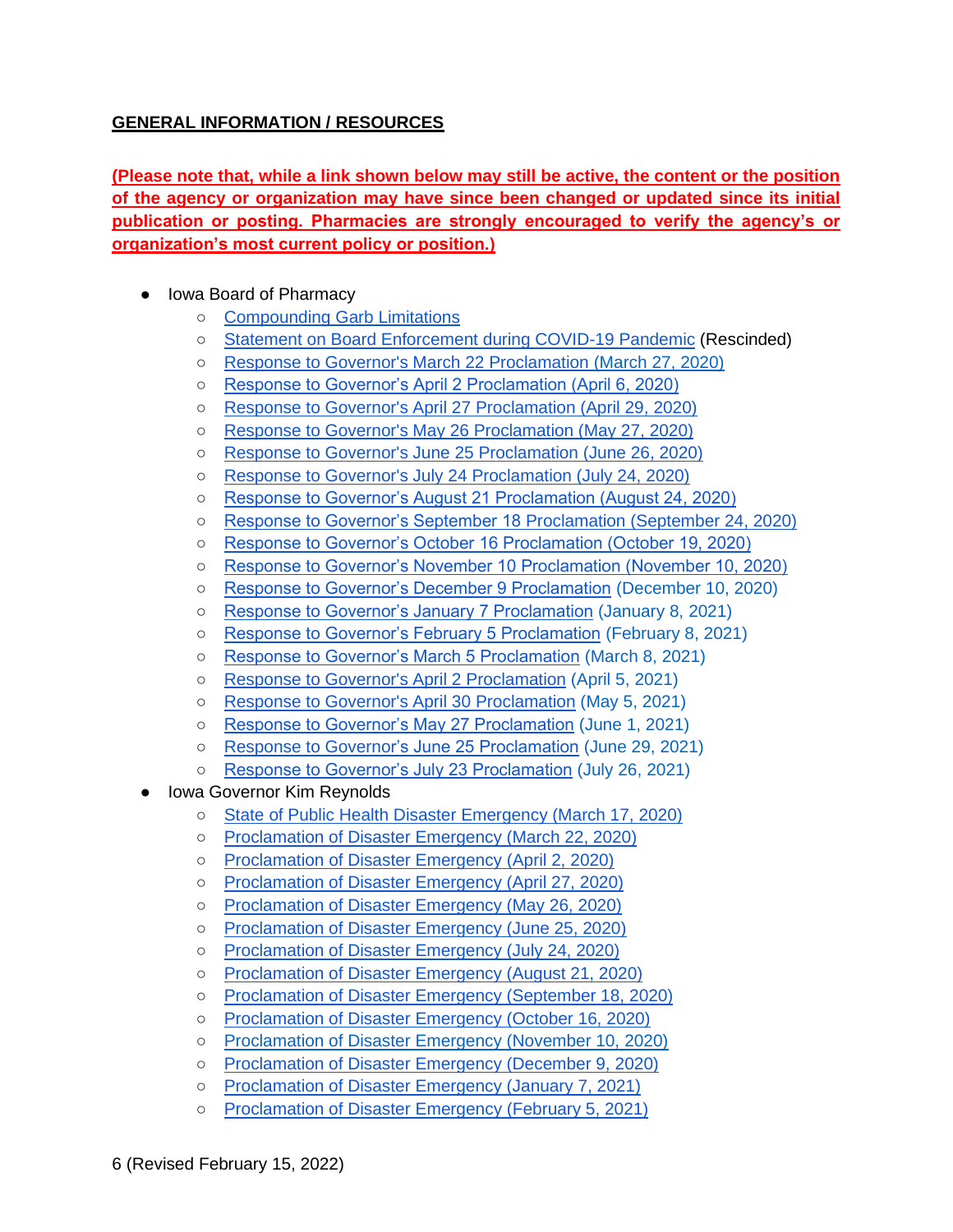**GENERAL INFORMATION / RESOURCES**

**(Please note that, while a link shown below may still be active, the content or the position of the agency or organization may have since been changed or updated since its initial publication or posting. Pharmacies are strongly encouraged to verify the agency's or organization's most current policy or position.)**

- Iowa Board of Pharmacy
  - Compounding Garb Limitations
  - Statement on Board Enforcement during COVID-19 Pandemic (Rescinded)
  - Response to Governor's March 22 Proclamation (March 27, 2020)
  - Response to Governor's April 2 Proclamation (April 6, 2020)
  - Response to Governor's April 27 Proclamation (April 29, 2020)
  - Response to Governor's May 26 Proclamation (May 27, 2020)
  - Response to Governor's June 25 Proclamation (June 26, 2020)
  - Response to Governor's July 24 Proclamation (July 24, 2020)
  - Response to Governor's August 21 Proclamation (August 24, 2020)
  - Response to Governor's September 18 Proclamation (September 24, 2020)
  - Response to Governor's October 16 Proclamation (October 19, 2020)
  - Response to Governor's November 10 Proclamation (November 10, 2020)
  - Response to Governor's December 9 Proclamation (December 10, 2020)
  - Response to Governor's January 7 Proclamation (January 8, 2021)
  - Response to Governor's February 5 Proclamation (February 8, 2021)
  - Response to Governor's March 5 Proclamation (March 8, 2021)
  - Response to Governor's April 2 Proclamation (April 5, 2021)
  - Response to Governor's April 30 Proclamation (May 5, 2021)
  - Response to Governor's May 27 Proclamation (June 1, 2021)
  - Response to Governor's June 25 Proclamation (June 29, 2021)
  - Response to Governor's July 23 Proclamation (July 26, 2021)
- Iowa Governor Kim Reynolds
  - State of Public Health Disaster Emergency (March 17, 2020)
  - Proclamation of Disaster Emergency (March 22, 2020)
  - Proclamation of Disaster Emergency (April 2, 2020)
  - Proclamation of Disaster Emergency (April 27, 2020)
  - Proclamation of Disaster Emergency (May 26, 2020)
  - Proclamation of Disaster Emergency (June 25, 2020)
  - Proclamation of Disaster Emergency (July 24, 2020)
  - Proclamation of Disaster Emergency (August 21, 2020)
  - Proclamation of Disaster Emergency (September 18, 2020)
  - Proclamation of Disaster Emergency (October 16, 2020)
  - Proclamation of Disaster Emergency (November 10, 2020)
  - Proclamation of Disaster Emergency (December 9, 2020)
  - Proclamation of Disaster Emergency (January 7, 2021)
  - Proclamation of Disaster Emergency (February 5, 2021)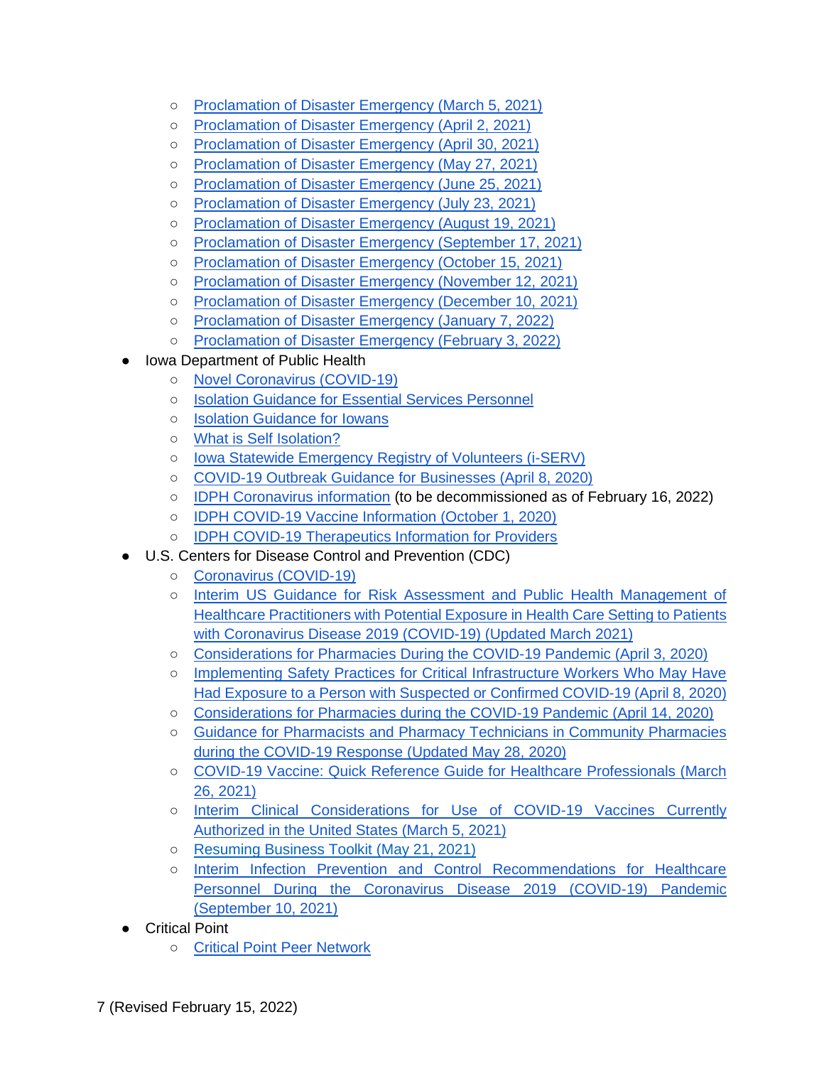- Proclamation of Disaster Emergency (March 5, 2021)
  - Proclamation of Disaster Emergency (April 2, 2021)
  - Proclamation of Disaster Emergency (April 30, 2021)
  - Proclamation of Disaster Emergency (May 27, 2021)
  - Proclamation of Disaster Emergency (June 25, 2021)
  - Proclamation of Disaster Emergency (July 23, 2021)
  - Proclamation of Disaster Emergency (August 19, 2021)
  - Proclamation of Disaster Emergency (September 17, 2021)
  - Proclamation of Disaster Emergency (October 15, 2021)
  - Proclamation of Disaster Emergency (November 12, 2021)
  - Proclamation of Disaster Emergency (December 10, 2021)
  - Proclamation of Disaster Emergency (January 7, 2022)
  - Proclamation of Disaster Emergency (February 3, 2022)
- Iowa Department of Public Health
  - Novel Coronavirus (COVID-19)
  - Isolation Guidance for Essential Services Personnel
  - Isolation Guidance for Iowans
  - What is Self Isolation?
  - Iowa Statewide Emergency Registry of Volunteers (i-SERV)
  - COVID-19 Outbreak Guidance for Businesses (April 8, 2020)
  - IDPH Coronavirus information (to be decommissioned as of February 16, 2022)
  - IDPH COVID-19 Vaccine Information (October 1, 2020)
  - IDPH COVID-19 Therapeutics Information for Providers
- U.S. Centers for Disease Control and Prevention (CDC)
  - Coronavirus (COVID-19)
  - Interim US Guidance for Risk Assessment and Public Health Management of Healthcare Practitioners with Potential Exposure in Health Care Setting to Patients with Coronavirus Disease 2019 (COVID-19) (Updated March 2021)
  - Considerations for Pharmacies During the COVID-19 Pandemic (April 3, 2020)
  - Implementing Safety Practices for Critical Infrastructure Workers Who May Have Had Exposure to a Person with Suspected or Confirmed COVID-19 (April 8, 2020)
  - Considerations for Pharmacies during the COVID-19 Pandemic (April 14, 2020)
  - Guidance for Pharmacists and Pharmacy Technicians in Community Pharmacies during the COVID-19 Response (Updated May 28, 2020)
  - COVID-19 Vaccine: Quick Reference Guide for Healthcare Professionals (March 26, 2021)
  - Interim Clinical Considerations for Use of COVID-19 Vaccines Currently Authorized in the United States (March 5, 2021)
  - Resuming Business Toolkit (May 21, 2021)
  - Interim Infection Prevention and Control Recommendations for Healthcare Personnel During the Coronavirus Disease 2019 (COVID-19) Pandemic (September 10, 2021)
- Critical Point
  - Critical Point Peer Network

(Revised February 15, 2022)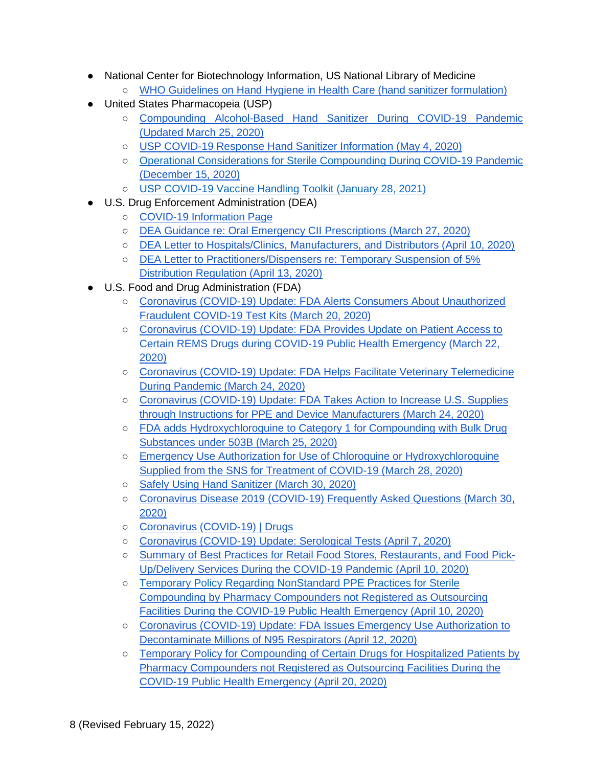- National Center for Biotechnology Information, US National Library of Medicine
  - WHO Guidelines on Hand Hygiene in Health Care (hand sanitizer formulation)
- United States Pharmacopeia (USP)
  - Compounding Alcohol-Based Hand Sanitizer During COVID-19 Pandemic (Updated March 25, 2020)
  - USP COVID-19 Response Hand Sanitizer Information (May 4, 2020)
  - Operational Considerations for Sterile Compounding During COVID-19 Pandemic (December 15, 2020)
  - USP COVID-19 Vaccine Handling Toolkit (January 28, 2021)
- U.S. Drug Enforcement Administration (DEA)
  - COVID-19 Information Page
  - DEA Guidance re: Oral Emergency CII Prescriptions (March 27, 2020)
  - DEA Letter to Hospitals/Clinics, Manufacturers, and Distributors (April 10, 2020)
  - DEA Letter to Practitioners/Dispensers re: Temporary Suspension of 5% Distribution Regulation (April 13, 2020)
- U.S. Food and Drug Administration (FDA)
  - Coronavirus (COVID-19) Update: FDA Alerts Consumers About Unauthorized Fraudulent COVID-19 Test Kits (March 20, 2020)
  - Coronavirus (COVID-19) Update: FDA Provides Update on Patient Access to Certain REMS Drugs during COVID-19 Public Health Emergency (March 22, 2020)
  - Coronavirus (COVID-19) Update: FDA Helps Facilitate Veterinary Telemedicine During Pandemic (March 24, 2020)
  - Coronavirus (COVID-19) Update: FDA Takes Action to Increase U.S. Supplies through Instructions for PPE and Device Manufacturers (March 24, 2020)
  - FDA adds Hydroxychloroquine to Category 1 for Compounding with Bulk Drug Substances under 503B (March 25, 2020)
  - Emergency Use Authorization for Use of Chloroquine or Hydroxychloroquine Supplied from the SNS for Treatment of COVID-19 (March 28, 2020)
  - Safely Using Hand Sanitizer (March 30, 2020)
  - Coronavirus Disease 2019 (COVID-19) Frequently Asked Questions (March 30, 2020)
  - Coronavirus (COVID-19) | Drugs
  - Coronavirus (COVID-19) Update: Serological Tests (April 7, 2020)
  - Summary of Best Practices for Retail Food Stores, Restaurants, and Food Pick-Up/Delivery Services During the COVID-19 Pandemic (April 10, 2020)
  - Temporary Policy Regarding NonStandard PPE Practices for Sterile Compounding by Pharmacy Compounders not Registered as Outsourcing Facilities During the COVID-19 Public Health Emergency (April 10, 2020)
  - Coronavirus (COVID-19) Update: FDA Issues Emergency Use Authorization to Decontaminate Millions of N95 Respirators (April 12, 2020)
  - Temporary Policy for Compounding of Certain Drugs for Hospitalized Patients by Pharmacy Compounders not Registered as Outsourcing Facilities During the COVID-19 Public Health Emergency (April 20, 2020)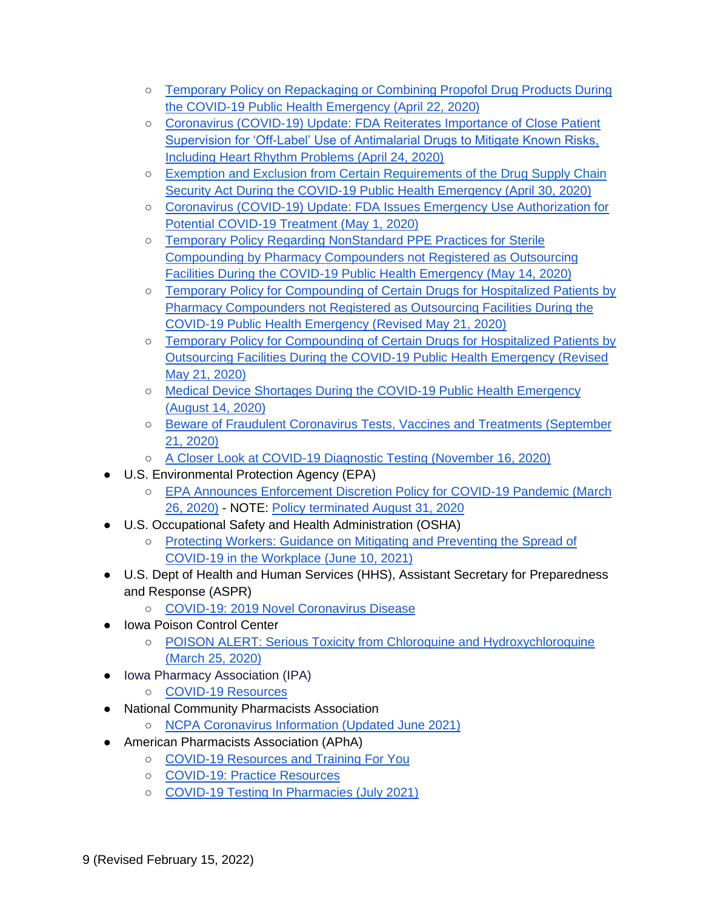- Temporary Policy on Repackaging or Combining Propofol Drug Products During the COVID-19 Public Health Emergency (April 22, 2020)
    - Coronavirus (COVID-19) Update: FDA Reiterates Importance of Close Patient Supervision for 'Off-Label' Use of Antimalarial Drugs to Mitigate Known Risks, Including Heart Rhythm Problems (April 24, 2020)
    - Exemption and Exclusion from Certain Requirements of the Drug Supply Chain Security Act During the COVID-19 Public Health Emergency (April 30, 2020)
    - Coronavirus (COVID-19) Update: FDA Issues Emergency Use Authorization for Potential COVID-19 Treatment (May 1, 2020)
    - Temporary Policy Regarding NonStandard PPE Practices for Sterile Compounding by Pharmacy Compounders not Registered as Outsourcing Facilities During the COVID-19 Public Health Emergency (May 14, 2020)
    - Temporary Policy for Compounding of Certain Drugs for Hospitalized Patients by Pharmacy Compounders not Registered as Outsourcing Facilities During the COVID-19 Public Health Emergency (Revised May 21, 2020)
    - Temporary Policy for Compounding of Certain Drugs for Hospitalized Patients by Outsourcing Facilities During the COVID-19 Public Health Emergency (Revised May 21, 2020)
    - Medical Device Shortages During the COVID-19 Public Health Emergency (August 14, 2020)
    - Beware of Fraudulent Coronavirus Tests, Vaccines and Treatments (September 21, 2020)
    - A Closer Look at COVID-19 Diagnostic Testing (November 16, 2020)
- U.S. Environmental Protection Agency (EPA)
    - EPA Announces Enforcement Discretion Policy for COVID-19 Pandemic (March 26, 2020) - NOTE: Policy terminated August 31, 2020
- U.S. Occupational Safety and Health Administration (OSHA)
    - Protecting Workers: Guidance on Mitigating and Preventing the Spread of COVID-19 in the Workplace (June 10, 2021)
- U.S. Dept of Health and Human Services (HHS), Assistant Secretary for Preparedness and Response (ASPR)
    - COVID-19: 2019 Novel Coronavirus Disease
- Iowa Poison Control Center
    - POISON ALERT: Serious Toxicity from Chloroquine and Hydroxychloroquine (March 25, 2020)
- Iowa Pharmacy Association (IPA)
    - COVID-19 Resources
- National Community Pharmacists Association
    - NCPA Coronavirus Information (Updated June 2021)
- American Pharmacists Association (APhA)
    - COVID-19 Resources and Training For You
    - COVID-19: Practice Resources
    - COVID-19 Testing In Pharmacies (July 2021)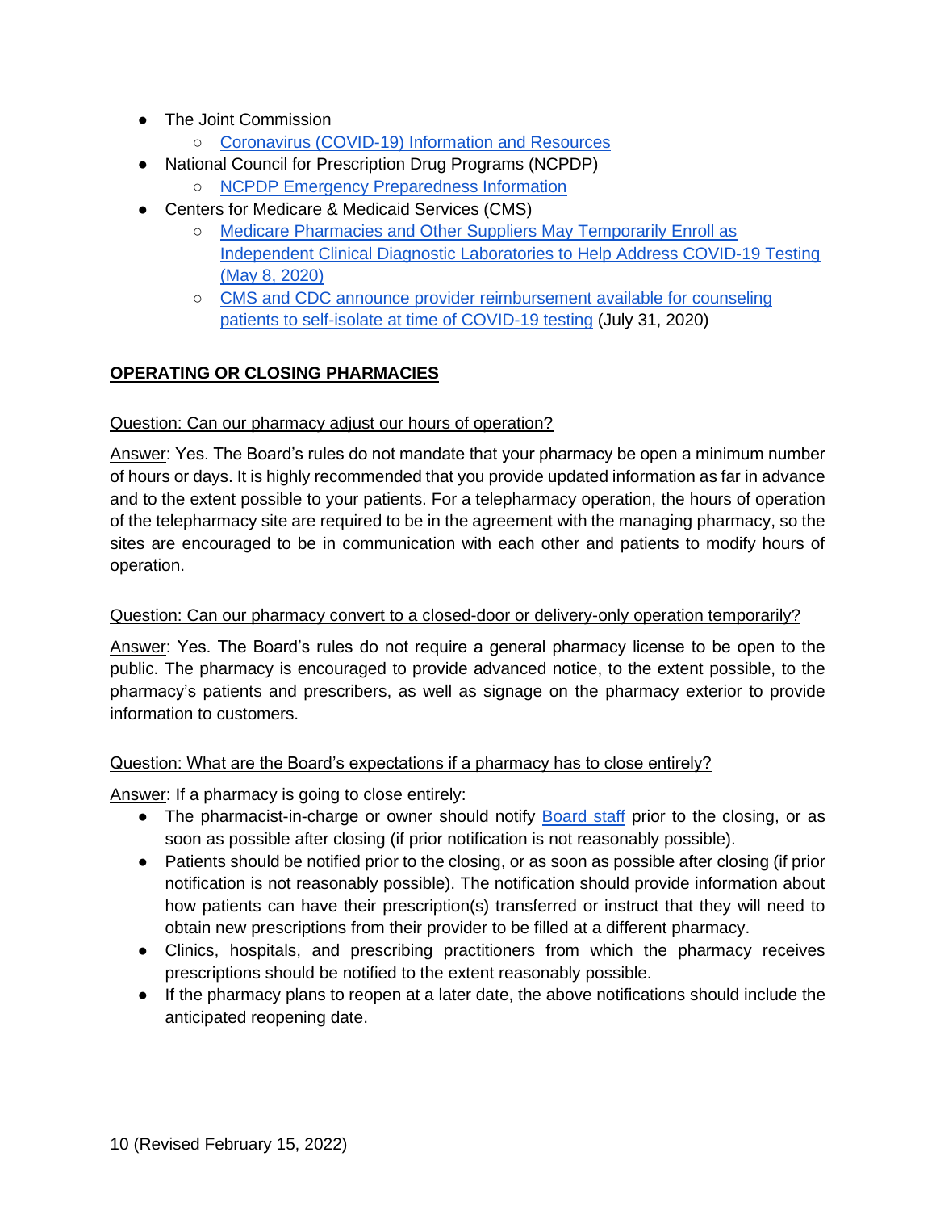- The Joint Commission
  - Coronavirus (COVID-19) Information and Resources
- National Council for Prescription Drug Programs (NCPDP)
  - NCPDP Emergency Preparedness Information
- Centers for Medicare & Medicaid Services (CMS)
  - Medicare Pharmacies and Other Suppliers May Temporarily Enroll as Independent Clinical Diagnostic Laboratories to Help Address COVID-19 Testing (May 8, 2020)
  - CMS and CDC announce provider reimbursement available for counseling patients to self-isolate at time of COVID-19 testing (July 31, 2020)

## OPERATING OR CLOSING PHARMACIES

Question: Can our pharmacy adjust our hours of operation?

Answer: Yes. The Board's rules do not mandate that your pharmacy be open a minimum number of hours or days. It is highly recommended that you provide updated information as far in advance and to the extent possible to your patients. For a telepharmacy operation, the hours of operation of the telepharmacy site are required to be in the agreement with the managing pharmacy, so the sites are encouraged to be in communication with each other and patients to modify hours of operation.

Question: Can our pharmacy convert to a closed-door or delivery-only operation temporarily?

Answer: Yes. The Board's rules do not require a general pharmacy license to be open to the public. The pharmacy is encouraged to provide advanced notice, to the extent possible, to the pharmacy's patients and prescribers, as well as signage on the pharmacy exterior to provide information to customers.

Question: What are the Board's expectations if a pharmacy has to close entirely?

Answer: If a pharmacy is going to close entirely:

- The pharmacist-in-charge or owner should notify Board staff prior to the closing, or as soon as possible after closing (if prior notification is not reasonably possible).
- Patients should be notified prior to the closing, or as soon as possible after closing (if prior notification is not reasonably possible). The notification should provide information about how patients can have their prescription(s) transferred or instruct that they will need to obtain new prescriptions from their provider to be filled at a different pharmacy.
- Clinics, hospitals, and prescribing practitioners from which the pharmacy receives prescriptions should be notified to the extent reasonably possible.
- If the pharmacy plans to reopen at a later date, the above notifications should include the anticipated reopening date.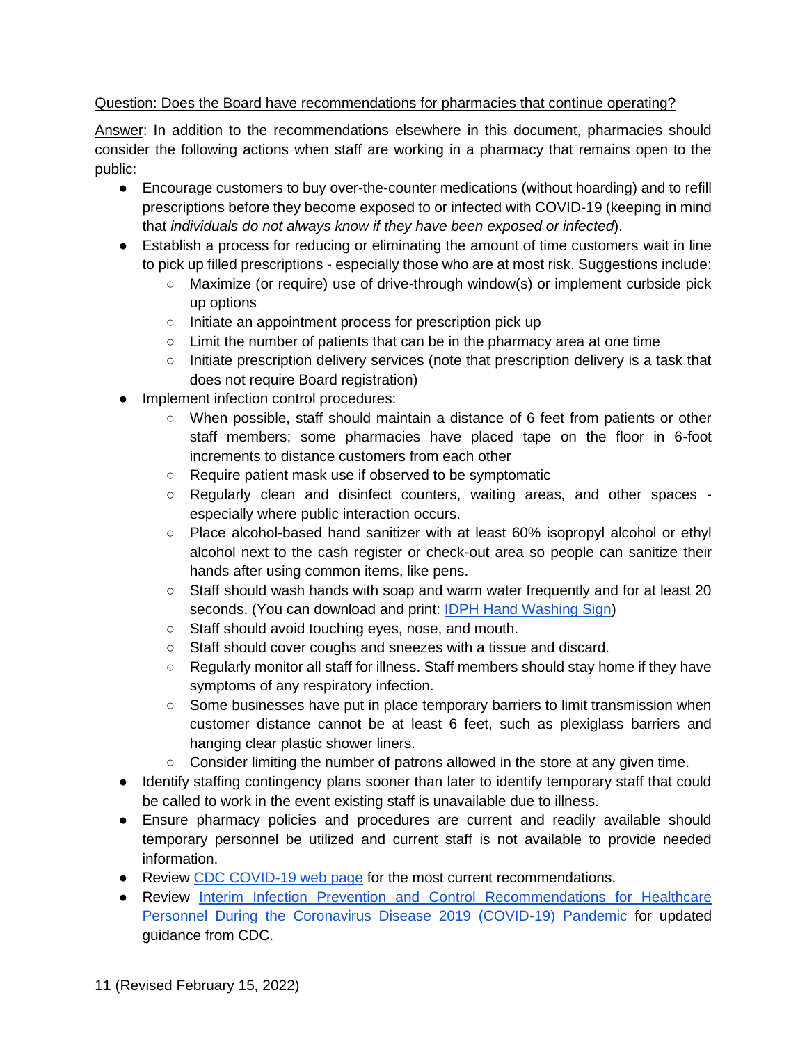Question: Does the Board have recommendations for pharmacies that continue operating?

Answer: In addition to the recommendations elsewhere in this document, pharmacies should consider the following actions when staff are working in a pharmacy that remains open to the public:

- Encourage customers to buy over-the-counter medications (without hoarding) and to refill prescriptions before they become exposed to or infected with COVID-19 (keeping in mind that *individuals do not always know if they have been exposed or infected*).
- Establish a process for reducing or eliminating the amount of time customers wait in line to pick up filled prescriptions - especially those who are at most risk. Suggestions include:
  - Maximize (or require) use of drive-through window(s) or implement curbside pick up options
  - Initiate an appointment process for prescription pick up
  - Limit the number of patients that can be in the pharmacy area at one time
  - Initiate prescription delivery services (note that prescription delivery is a task that does not require Board registration)
- Implement infection control procedures:
  - When possible, staff should maintain a distance of 6 feet from patients or other staff members; some pharmacies have placed tape on the floor in 6-foot increments to distance customers from each other
  - Require patient mask use if observed to be symptomatic
  - Regularly clean and disinfect counters, waiting areas, and other spaces - especially where public interaction occurs.
  - Place alcohol-based hand sanitizer with at least 60% isopropyl alcohol or ethyl alcohol next to the cash register or check-out area so people can sanitize their hands after using common items, like pens.
  - Staff should wash hands with soap and warm water frequently and for at least 20 seconds. (You can download and print: IDPH Hand Washing Sign)
  - Staff should avoid touching eyes, nose, and mouth.
  - Staff should cover coughs and sneezes with a tissue and discard.
  - Regularly monitor all staff for illness. Staff members should stay home if they have symptoms of any respiratory infection.
  - Some businesses have put in place temporary barriers to limit transmission when customer distance cannot be at least 6 feet, such as plexiglass barriers and hanging clear plastic shower liners.
  - Consider limiting the number of patrons allowed in the store at any given time.
- Identify staffing contingency plans sooner than later to identify temporary staff that could be called to work in the event existing staff is unavailable due to illness.
- Ensure pharmacy policies and procedures are current and readily available should temporary personnel be utilized and current staff is not available to provide needed information.
- Review CDC COVID-19 web page for the most current recommendations.
- Review Interim Infection Prevention and Control Recommendations for Healthcare Personnel During the Coronavirus Disease 2019 (COVID-19) Pandemic for updated guidance from CDC.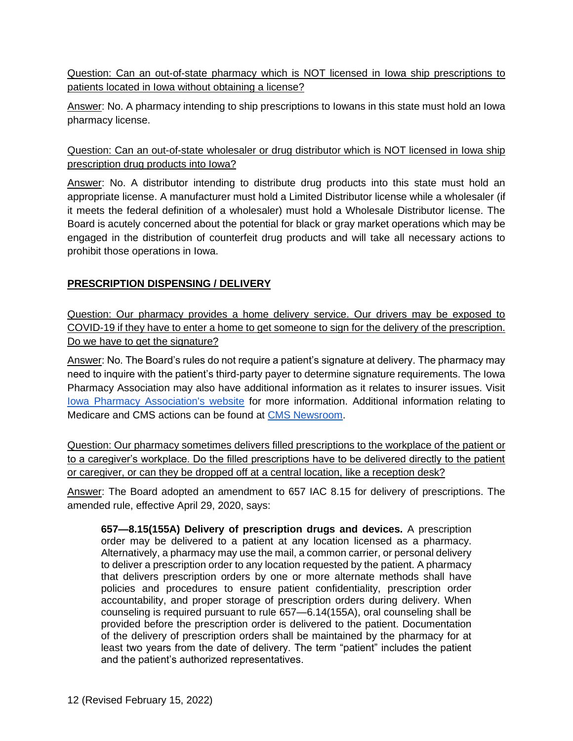Question: Can an out-of-state pharmacy which is NOT licensed in Iowa ship prescriptions to patients located in Iowa without obtaining a license?

Answer: No. A pharmacy intending to ship prescriptions to Iowans in this state must hold an Iowa pharmacy license.

Question: Can an out-of-state wholesaler or drug distributor which is NOT licensed in Iowa ship prescription drug products into Iowa?

Answer: No. A distributor intending to distribute drug products into this state must hold an appropriate license. A manufacturer must hold a Limited Distributor license while a wholesaler (if it meets the federal definition of a wholesaler) must hold a Wholesale Distributor license. The Board is acutely concerned about the potential for black or gray market operations which may be engaged in the distribution of counterfeit drug products and will take all necessary actions to prohibit those operations in Iowa.

## PRESCRIPTION DISPENSING / DELIVERY

Question: Our pharmacy provides a home delivery service. Our drivers may be exposed to COVID-19 if they have to enter a home to get someone to sign for the delivery of the prescription. Do we have to get the signature?

Answer: No. The Board's rules do not require a patient's signature at delivery. The pharmacy may need to inquire with the patient's third-party payer to determine signature requirements. The Iowa Pharmacy Association may also have additional information as it relates to insurer issues. Visit Iowa Pharmacy Association's website for more information. Additional information relating to Medicare and CMS actions can be found at CMS Newsroom.

Question: Our pharmacy sometimes delivers filled prescriptions to the workplace of the patient or to a caregiver's workplace. Do the filled prescriptions have to be delivered directly to the patient or caregiver, or can they be dropped off at a central location, like a reception desk?

Answer: The Board adopted an amendment to 657 IAC 8.15 for delivery of prescriptions. The amended rule, effective April 29, 2020, says:

> **657—8.15(155A) Delivery of prescription drugs and devices.** A prescription order may be delivered to a patient at any location licensed as a pharmacy. Alternatively, a pharmacy may use the mail, a common carrier, or personal delivery to deliver a prescription order to any location requested by the patient. A pharmacy that delivers prescription orders by one or more alternate methods shall have policies and procedures to ensure patient confidentiality, prescription order accountability, and proper storage of prescription orders during delivery. When counseling is required pursuant to rule 657—6.14(155A), oral counseling shall be provided before the prescription order is delivered to the patient. Documentation of the delivery of prescription orders shall be maintained by the pharmacy for at least two years from the date of delivery. The term "patient" includes the patient and the patient's authorized representatives.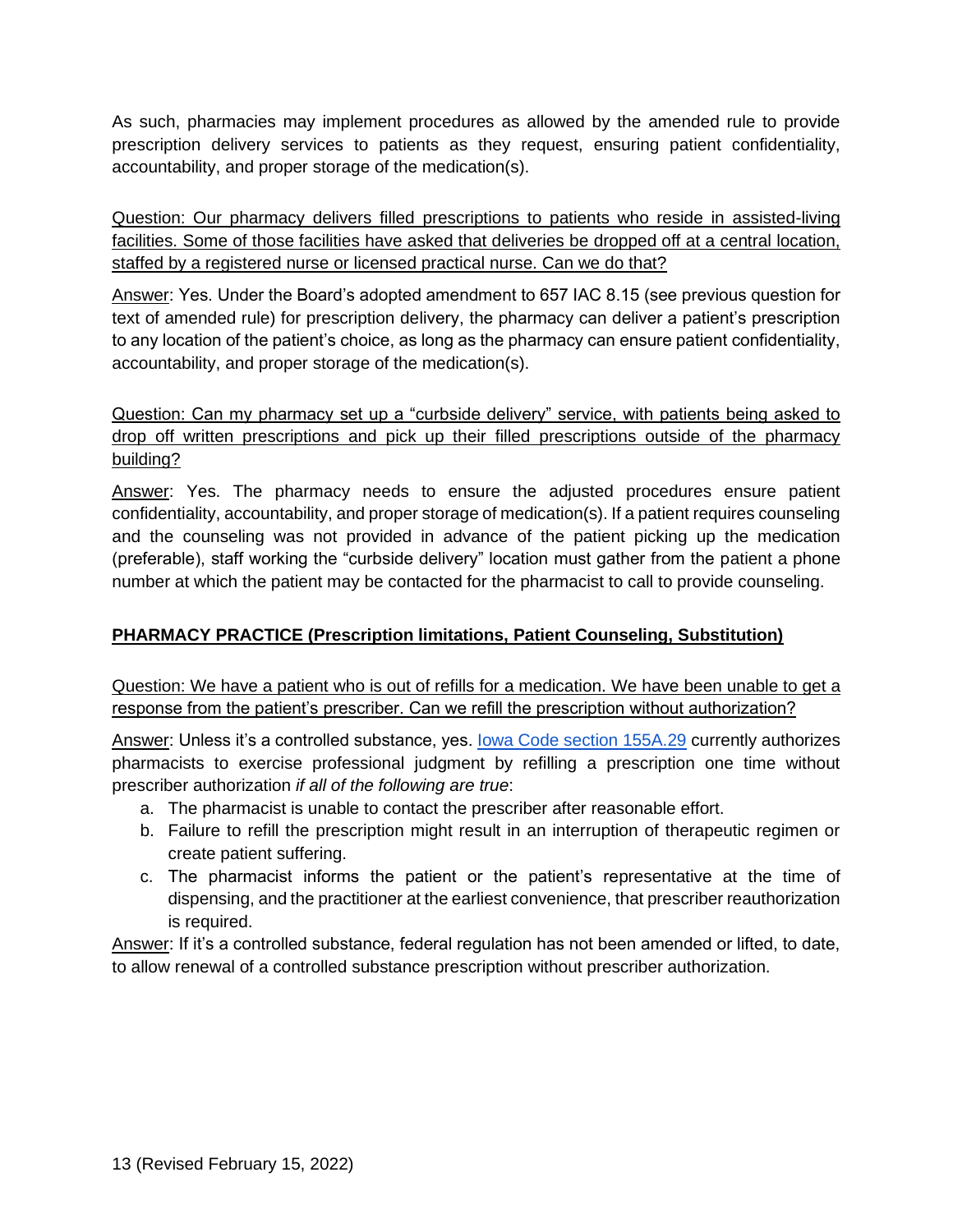As such, pharmacies may implement procedures as allowed by the amended rule to provide prescription delivery services to patients as they request, ensuring patient confidentiality, accountability, and proper storage of the medication(s).

Question: Our pharmacy delivers filled prescriptions to patients who reside in assisted-living facilities. Some of those facilities have asked that deliveries be dropped off at a central location, staffed by a registered nurse or licensed practical nurse. Can we do that?

Answer: Yes. Under the Board's adopted amendment to 657 IAC 8.15 (see previous question for text of amended rule) for prescription delivery, the pharmacy can deliver a patient's prescription to any location of the patient's choice, as long as the pharmacy can ensure patient confidentiality, accountability, and proper storage of the medication(s).

Question: Can my pharmacy set up a "curbside delivery" service, with patients being asked to drop off written prescriptions and pick up their filled prescriptions outside of the pharmacy building?

Answer: Yes. The pharmacy needs to ensure the adjusted procedures ensure patient confidentiality, accountability, and proper storage of medication(s). If a patient requires counseling and the counseling was not provided in advance of the patient picking up the medication (preferable), staff working the "curbside delivery" location must gather from the patient a phone number at which the patient may be contacted for the pharmacist to call to provide counseling.

## PHARMACY PRACTICE (Prescription limitations, Patient Counseling, Substitution)

Question: We have a patient who is out of refills for a medication. We have been unable to get a response from the patient's prescriber. Can we refill the prescription without authorization?

Answer: Unless it's a controlled substance, yes. Iowa Code section 155A.29 currently authorizes pharmacists to exercise professional judgment by refilling a prescription one time without prescriber authorization *if all of the following are true*:

a. The pharmacist is unable to contact the prescriber after reasonable effort.
b. Failure to refill the prescription might result in an interruption of therapeutic regimen or create patient suffering.
c. The pharmacist informs the patient or the patient's representative at the time of dispensing, and the practitioner at the earliest convenience, that prescriber reauthorization is required.

Answer: If it's a controlled substance, federal regulation has not been amended or lifted, to date, to allow renewal of a controlled substance prescription without prescriber authorization.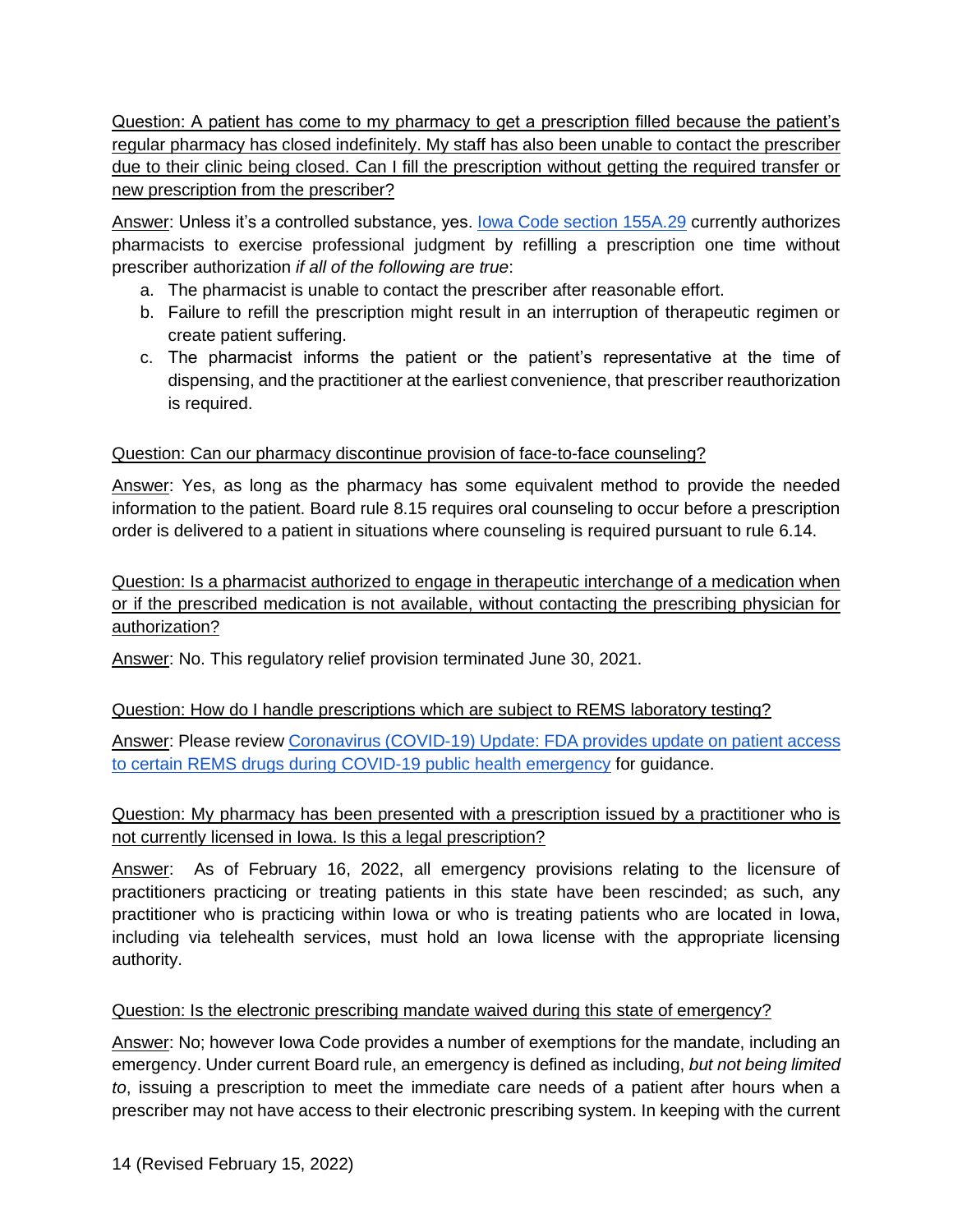Question: A patient has come to my pharmacy to get a prescription filled because the patient's regular pharmacy has closed indefinitely. My staff has also been unable to contact the prescriber due to their clinic being closed. Can I fill the prescription without getting the required transfer or new prescription from the prescriber?

Answer: Unless it's a controlled substance, yes. [Iowa Code section 155A.29] currently authorizes pharmacists to exercise professional judgment by refilling a prescription one time without prescriber authorization *if all of the following are true*:

a. The pharmacist is unable to contact the prescriber after reasonable effort.
b. Failure to refill the prescription might result in an interruption of therapeutic regimen or create patient suffering.
c. The pharmacist informs the patient or the patient's representative at the time of dispensing, and the practitioner at the earliest convenience, that prescriber reauthorization is required.

Question: Can our pharmacy discontinue provision of face-to-face counseling?

Answer: Yes, as long as the pharmacy has some equivalent method to provide the needed information to the patient. Board rule 8.15 requires oral counseling to occur before a prescription order is delivered to a patient in situations where counseling is required pursuant to rule 6.14.

Question: Is a pharmacist authorized to engage in therapeutic interchange of a medication when or if the prescribed medication is not available, without contacting the prescribing physician for authorization?

Answer: No. This regulatory relief provision terminated June 30, 2021.

Question: How do I handle prescriptions which are subject to REMS laboratory testing?

Answer: Please review [Coronavirus (COVID-19) Update: FDA provides update on patient access to certain REMS drugs during COVID-19 public health emergency] for guidance.

Question: My pharmacy has been presented with a prescription issued by a practitioner who is not currently licensed in Iowa. Is this a legal prescription?

Answer: As of February 16, 2022, all emergency provisions relating to the licensure of practitioners practicing or treating patients in this state have been rescinded; as such, any practitioner who is practicing within Iowa or who is treating patients who are located in Iowa, including via telehealth services, must hold an Iowa license with the appropriate licensing authority.

Question: Is the electronic prescribing mandate waived during this state of emergency?

Answer: No; however Iowa Code provides a number of exemptions for the mandate, including an emergency. Under current Board rule, an emergency is defined as including, *but not being limited to*, issuing a prescription to meet the immediate care needs of a patient after hours when a prescriber may not have access to their electronic prescribing system. In keeping with the current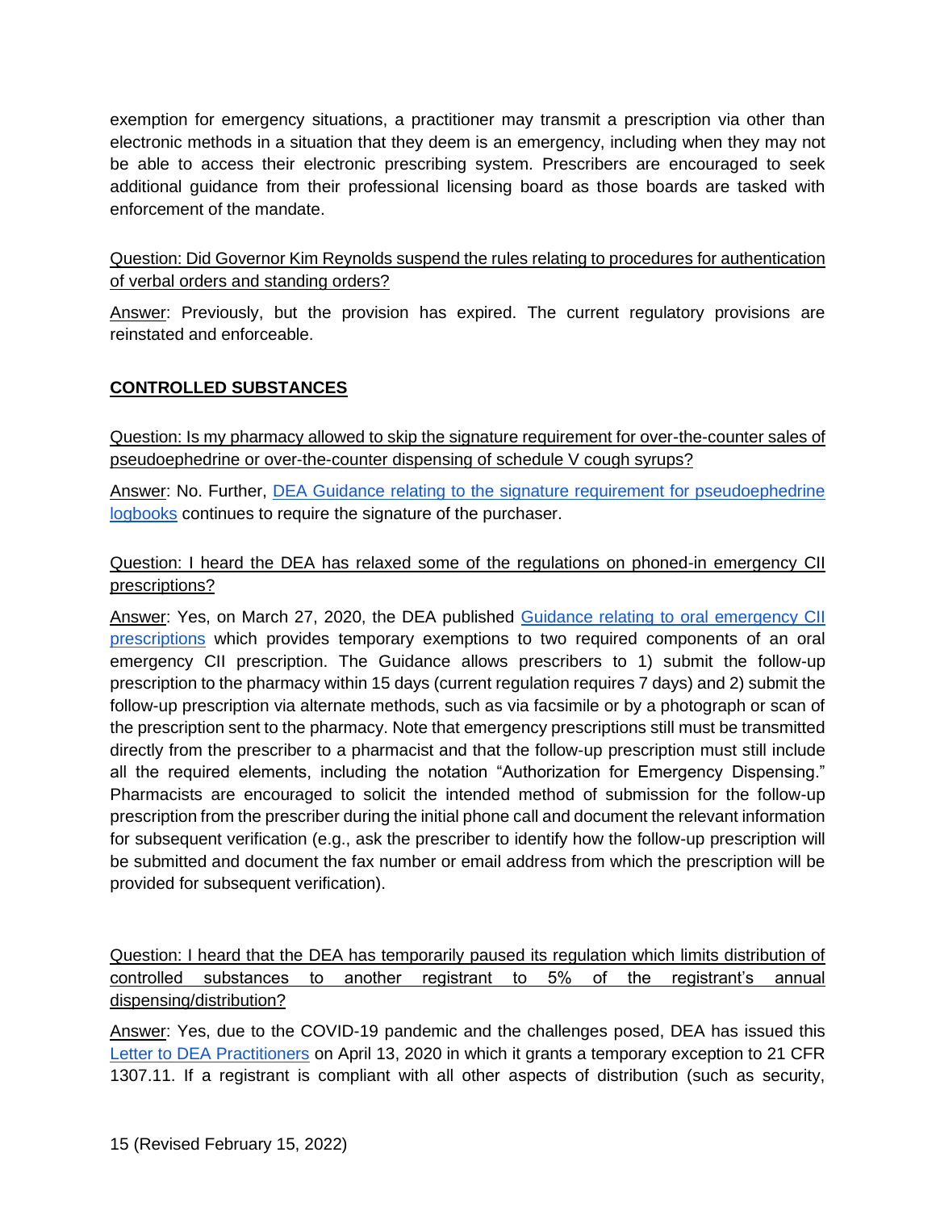exemption for emergency situations, a practitioner may transmit a prescription via other than electronic methods in a situation that they deem is an emergency, including when they may not be able to access their electronic prescribing system. Prescribers are encouraged to seek additional guidance from their professional licensing board as those boards are tasked with enforcement of the mandate.

Question: Did Governor Kim Reynolds suspend the rules relating to procedures for authentication of verbal orders and standing orders?

Answer: Previously, but the provision has expired. The current regulatory provisions are reinstated and enforceable.

## CONTROLLED SUBSTANCES

Question: Is my pharmacy allowed to skip the signature requirement for over-the-counter sales of pseudoephedrine or over-the-counter dispensing of schedule V cough syrups?

Answer: No. Further, DEA Guidance relating to the signature requirement for pseudoephedrine logbooks continues to require the signature of the purchaser.

Question: I heard the DEA has relaxed some of the regulations on phoned-in emergency CII prescriptions?

Answer: Yes, on March 27, 2020, the DEA published Guidance relating to oral emergency CII prescriptions which provides temporary exemptions to two required components of an oral emergency CII prescription. The Guidance allows prescribers to 1) submit the follow-up prescription to the pharmacy within 15 days (current regulation requires 7 days) and 2) submit the follow-up prescription via alternate methods, such as via facsimile or by a photograph or scan of the prescription sent to the pharmacy. Note that emergency prescriptions still must be transmitted directly from the prescriber to a pharmacist and that the follow-up prescription must still include all the required elements, including the notation "Authorization for Emergency Dispensing." Pharmacists are encouraged to solicit the intended method of submission for the follow-up prescription from the prescriber during the initial phone call and document the relevant information for subsequent verification (e.g., ask the prescriber to identify how the follow-up prescription will be submitted and document the fax number or email address from which the prescription will be provided for subsequent verification).

Question: I heard that the DEA has temporarily paused its regulation which limits distribution of controlled substances to another registrant to 5% of the registrant's annual dispensing/distribution?

Answer: Yes, due to the COVID-19 pandemic and the challenges posed, DEA has issued this Letter to DEA Practitioners on April 13, 2020 in which it grants a temporary exception to 21 CFR 1307.11. If a registrant is compliant with all other aspects of distribution (such as security,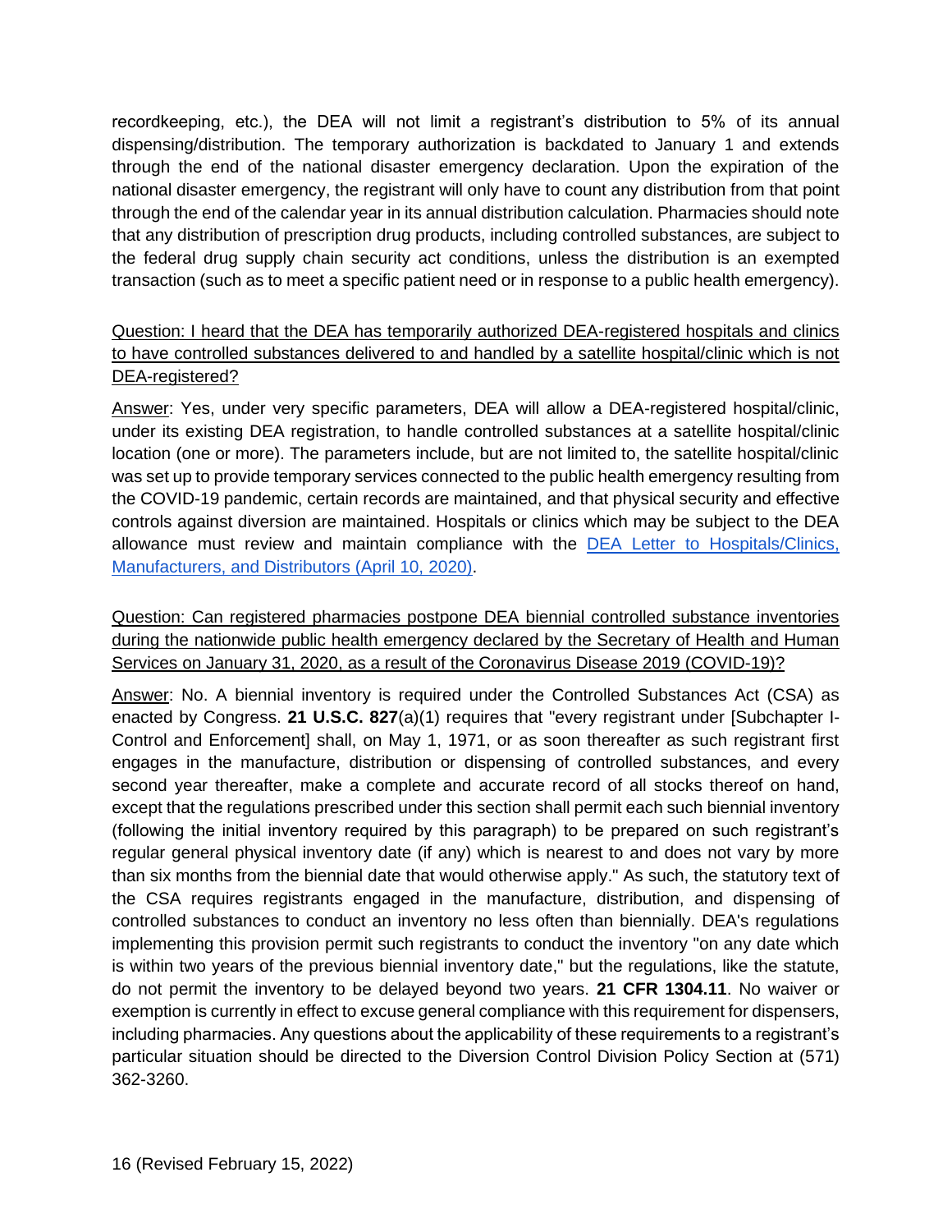recordkeeping, etc.), the DEA will not limit a registrant's distribution to 5% of its annual dispensing/distribution. The temporary authorization is backdated to January 1 and extends through the end of the national disaster emergency declaration. Upon the expiration of the national disaster emergency, the registrant will only have to count any distribution from that point through the end of the calendar year in its annual distribution calculation. Pharmacies should note that any distribution of prescription drug products, including controlled substances, are subject to the federal drug supply chain security act conditions, unless the distribution is an exempted transaction (such as to meet a specific patient need or in response to a public health emergency).

Question: I heard that the DEA has temporarily authorized DEA-registered hospitals and clinics to have controlled substances delivered to and handled by a satellite hospital/clinic which is not DEA-registered?

Answer: Yes, under very specific parameters, DEA will allow a DEA-registered hospital/clinic, under its existing DEA registration, to handle controlled substances at a satellite hospital/clinic location (one or more). The parameters include, but are not limited to, the satellite hospital/clinic was set up to provide temporary services connected to the public health emergency resulting from the COVID-19 pandemic, certain records are maintained, and that physical security and effective controls against diversion are maintained. Hospitals or clinics which may be subject to the DEA allowance must review and maintain compliance with the [DEA Letter to Hospitals/Clinics, Manufacturers, and Distributors (April 10, 2020)].

Question: Can registered pharmacies postpone DEA biennial controlled substance inventories during the nationwide public health emergency declared by the Secretary of Health and Human Services on January 31, 2020, as a result of the Coronavirus Disease 2019 (COVID-19)?

Answer: No. A biennial inventory is required under the Controlled Substances Act (CSA) as enacted by Congress. **21 U.S.C. 827**(a)(1) requires that "every registrant under [Subchapter I-Control and Enforcement] shall, on May 1, 1971, or as soon thereafter as such registrant first engages in the manufacture, distribution or dispensing of controlled substances, and every second year thereafter, make a complete and accurate record of all stocks thereof on hand, except that the regulations prescribed under this section shall permit each such biennial inventory (following the initial inventory required by this paragraph) to be prepared on such registrant's regular general physical inventory date (if any) which is nearest to and does not vary by more than six months from the biennial date that would otherwise apply." As such, the statutory text of the CSA requires registrants engaged in the manufacture, distribution, and dispensing of controlled substances to conduct an inventory no less often than biennially. DEA's regulations implementing this provision permit such registrants to conduct the inventory "on any date which is within two years of the previous biennial inventory date," but the regulations, like the statute, do not permit the inventory to be delayed beyond two years. **21 CFR 1304.11**. No waiver or exemption is currently in effect to excuse general compliance with this requirement for dispensers, including pharmacies. Any questions about the applicability of these requirements to a registrant's particular situation should be directed to the Diversion Control Division Policy Section at (571) 362-3260.

(Revised February 15, 2022)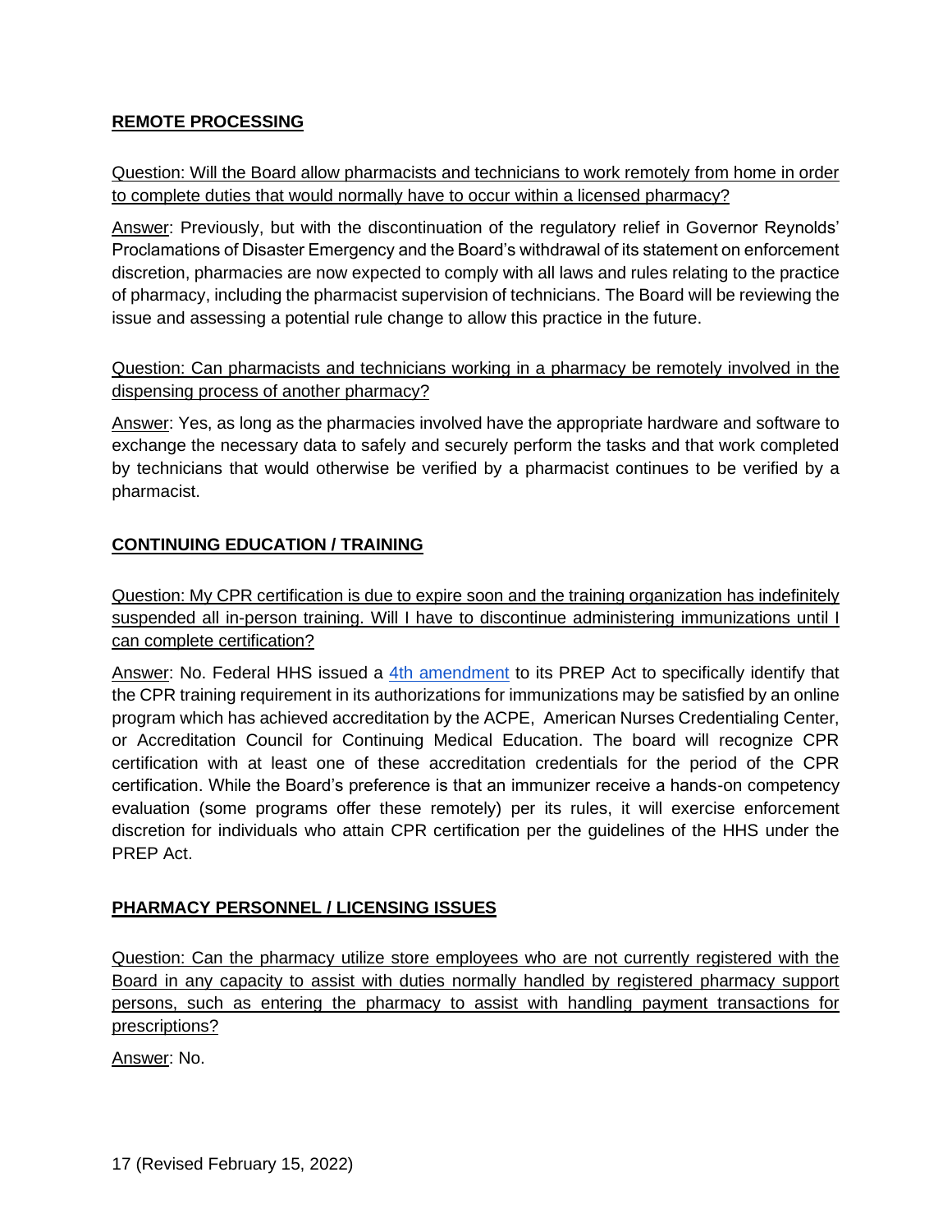## REMOTE PROCESSING

Question: Will the Board allow pharmacists and technicians to work remotely from home in order to complete duties that would normally have to occur within a licensed pharmacy?

Answer: Previously, but with the discontinuation of the regulatory relief in Governor Reynolds' Proclamations of Disaster Emergency and the Board's withdrawal of its statement on enforcement discretion, pharmacies are now expected to comply with all laws and rules relating to the practice of pharmacy, including the pharmacist supervision of technicians. The Board will be reviewing the issue and assessing a potential rule change to allow this practice in the future.

Question: Can pharmacists and technicians working in a pharmacy be remotely involved in the dispensing process of another pharmacy?

Answer: Yes, as long as the pharmacies involved have the appropriate hardware and software to exchange the necessary data to safely and securely perform the tasks and that work completed by technicians that would otherwise be verified by a pharmacist continues to be verified by a pharmacist.

## CONTINUING EDUCATION / TRAINING

Question: My CPR certification is due to expire soon and the training organization has indefinitely suspended all in-person training. Will I have to discontinue administering immunizations until I can complete certification?

Answer: No. Federal HHS issued a 4th amendment to its PREP Act to specifically identify that the CPR training requirement in its authorizations for immunizations may be satisfied by an online program which has achieved accreditation by the ACPE, American Nurses Credentialing Center, or Accreditation Council for Continuing Medical Education. The board will recognize CPR certification with at least one of these accreditation credentials for the period of the CPR certification. While the Board's preference is that an immunizer receive a hands-on competency evaluation (some programs offer these remotely) per its rules, it will exercise enforcement discretion for individuals who attain CPR certification per the guidelines of the HHS under the PREP Act.

## PHARMACY PERSONNEL / LICENSING ISSUES

Question: Can the pharmacy utilize store employees who are not currently registered with the Board in any capacity to assist with duties normally handled by registered pharmacy support persons, such as entering the pharmacy to assist with handling payment transactions for prescriptions?

Answer: No.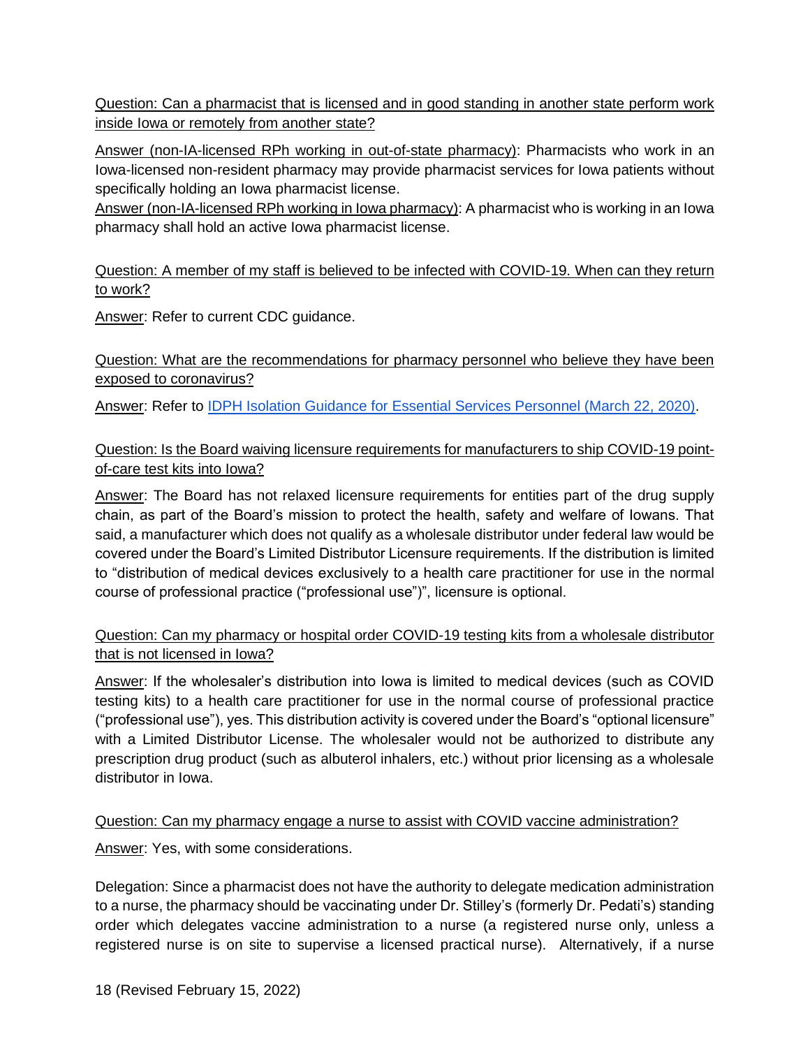<u>Question: Can a pharmacist that is licensed and in good standing in another state perform work inside Iowa or remotely from another state?</u>

<u>Answer (non-IA-licensed RPh working in out-of-state pharmacy)</u>: Pharmacists who work in an Iowa-licensed non-resident pharmacy may provide pharmacist services for Iowa patients without specifically holding an Iowa pharmacist license.
<u>Answer (non-IA-licensed RPh working in Iowa pharmacy)</u>: A pharmacist who is working in an Iowa pharmacy shall hold an active Iowa pharmacist license.

<u>Question: A member of my staff is believed to be infected with COVID-19. When can they return to work?</u>

<u>Answer</u>: Refer to current CDC guidance.

<u>Question: What are the recommendations for pharmacy personnel who believe they have been exposed to coronavirus?</u>

<u>Answer</u>: Refer to IDPH Isolation Guidance for Essential Services Personnel (March 22, 2020).

<u>Question: Is the Board waiving licensure requirements for manufacturers to ship COVID-19 point-of-care test kits into Iowa?</u>

<u>Answer</u>: The Board has not relaxed licensure requirements for entities part of the drug supply chain, as part of the Board's mission to protect the health, safety and welfare of Iowans. That said, a manufacturer which does not qualify as a wholesale distributor under federal law would be covered under the Board's Limited Distributor Licensure requirements. If the distribution is limited to "distribution of medical devices exclusively to a health care practitioner for use in the normal course of professional practice ("professional use")", licensure is optional.

<u>Question: Can my pharmacy or hospital order COVID-19 testing kits from a wholesale distributor that is not licensed in Iowa?</u>

<u>Answer</u>: If the wholesaler's distribution into Iowa is limited to medical devices (such as COVID testing kits) to a health care practitioner for use in the normal course of professional practice ("professional use"), yes. This distribution activity is covered under the Board's "optional licensure" with a Limited Distributor License. The wholesaler would not be authorized to distribute any prescription drug product (such as albuterol inhalers, etc.) without prior licensing as a wholesale distributor in Iowa.

<u>Question: Can my pharmacy engage a nurse to assist with COVID vaccine administration?</u>

<u>Answer</u>: Yes, with some considerations.

Delegation: Since a pharmacist does not have the authority to delegate medication administration to a nurse, the pharmacy should be vaccinating under Dr. Stilley's (formerly Dr. Pedati's) standing order which delegates vaccine administration to a nurse (a registered nurse only, unless a registered nurse is on site to supervise a licensed practical nurse). Alternatively, if a nurse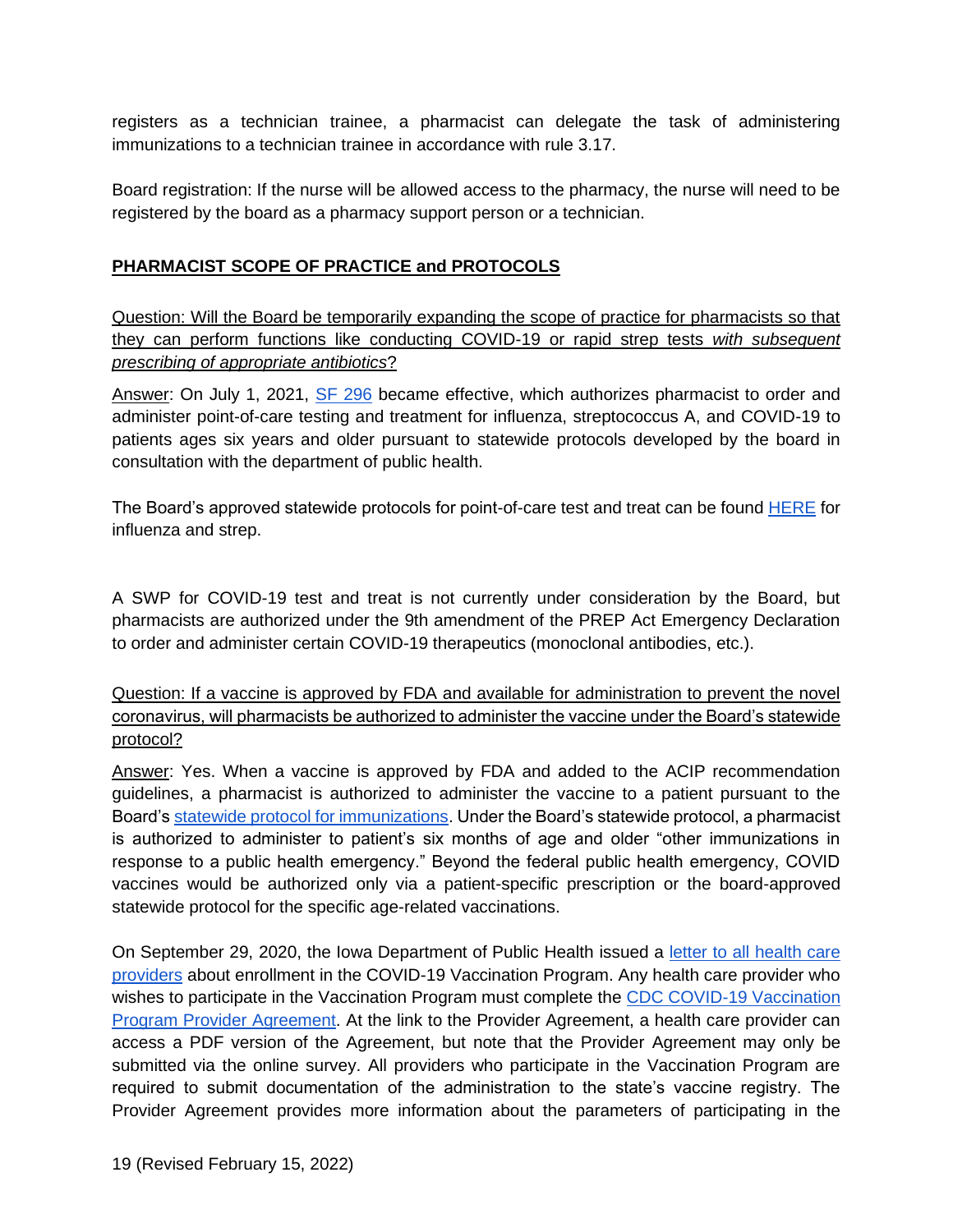registers as a technician trainee, a pharmacist can delegate the task of administering immunizations to a technician trainee in accordance with rule 3.17.

Board registration: If the nurse will be allowed access to the pharmacy, the nurse will need to be registered by the board as a pharmacy support person or a technician.

## PHARMACIST SCOPE OF PRACTICE and PROTOCOLS

Question: Will the Board be temporarily expanding the scope of practice for pharmacists so that they can perform functions like conducting COVID-19 or rapid strep tests *with subsequent prescribing of appropriate antibiotics*?

Answer: On July 1, 2021, SF 296 became effective, which authorizes pharmacist to order and administer point-of-care testing and treatment for influenza, streptococcus A, and COVID-19 to patients ages six years and older pursuant to statewide protocols developed by the board in consultation with the department of public health.

The Board's approved statewide protocols for point-of-care test and treat can be found HERE for influenza and strep.

A SWP for COVID-19 test and treat is not currently under consideration by the Board, but pharmacists are authorized under the 9th amendment of the PREP Act Emergency Declaration to order and administer certain COVID-19 therapeutics (monoclonal antibodies, etc.).

Question: If a vaccine is approved by FDA and available for administration to prevent the novel coronavirus, will pharmacists be authorized to administer the vaccine under the Board's statewide protocol?

Answer: Yes. When a vaccine is approved by FDA and added to the ACIP recommendation guidelines, a pharmacist is authorized to administer the vaccine to a patient pursuant to the Board's statewide protocol for immunizations. Under the Board's statewide protocol, a pharmacist is authorized to administer to patient's six months of age and older "other immunizations in response to a public health emergency." Beyond the federal public health emergency, COVID vaccines would be authorized only via a patient-specific prescription or the board-approved statewide protocol for the specific age-related vaccinations.

On September 29, 2020, the Iowa Department of Public Health issued a letter to all health care providers about enrollment in the COVID-19 Vaccination Program. Any health care provider who wishes to participate in the Vaccination Program must complete the CDC COVID-19 Vaccination Program Provider Agreement. At the link to the Provider Agreement, a health care provider can access a PDF version of the Agreement, but note that the Provider Agreement may only be submitted via the online survey. All providers who participate in the Vaccination Program are required to submit documentation of the administration to the state's vaccine registry. The Provider Agreement provides more information about the parameters of participating in the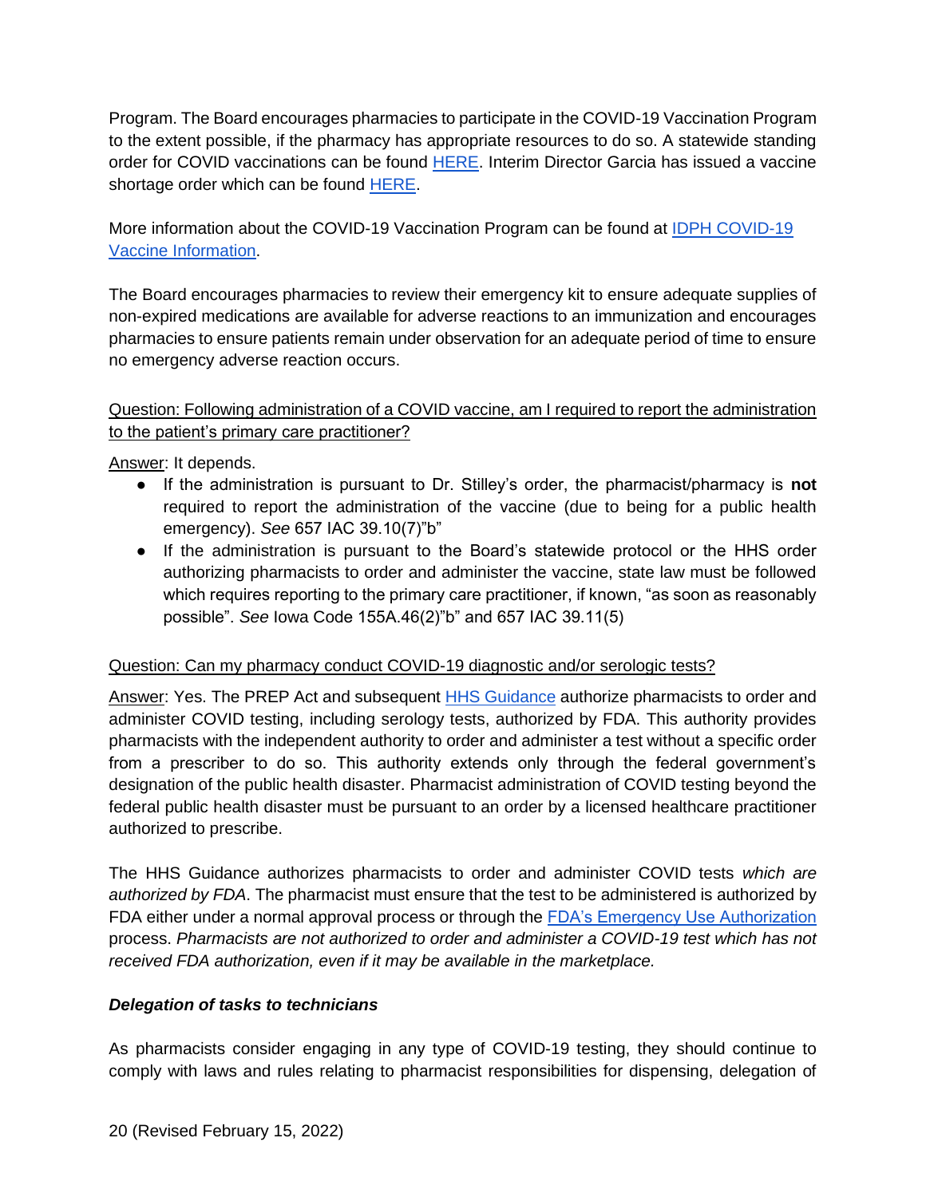Program. The Board encourages pharmacies to participate in the COVID-19 Vaccination Program to the extent possible, if the pharmacy has appropriate resources to do so. A statewide standing order for COVID vaccinations can be found HERE. Interim Director Garcia has issued a vaccine shortage order which can be found HERE.

More information about the COVID-19 Vaccination Program can be found at IDPH COVID-19 Vaccine Information.

The Board encourages pharmacies to review their emergency kit to ensure adequate supplies of non-expired medications are available for adverse reactions to an immunization and encourages pharmacies to ensure patients remain under observation for an adequate period of time to ensure no emergency adverse reaction occurs.

Question: Following administration of a COVID vaccine, am I required to report the administration to the patient's primary care practitioner?

Answer: It depends.

- If the administration is pursuant to Dr. Stilley's order, the pharmacist/pharmacy is **not** required to report the administration of the vaccine (due to being for a public health emergency). *See* 657 IAC 39.10(7)"b"
- If the administration is pursuant to the Board's statewide protocol or the HHS order authorizing pharmacists to order and administer the vaccine, state law must be followed which requires reporting to the primary care practitioner, if known, "as soon as reasonably possible". *See* Iowa Code 155A.46(2)"b" and 657 IAC 39.11(5)

Question: Can my pharmacy conduct COVID-19 diagnostic and/or serologic tests?

Answer: Yes. The PREP Act and subsequent HHS Guidance authorize pharmacists to order and administer COVID testing, including serology tests, authorized by FDA. This authority provides pharmacists with the independent authority to order and administer a test without a specific order from a prescriber to do so. This authority extends only through the federal government's designation of the public health disaster. Pharmacist administration of COVID testing beyond the federal public health disaster must be pursuant to an order by a licensed healthcare practitioner authorized to prescribe.

The HHS Guidance authorizes pharmacists to order and administer COVID tests *which are authorized by FDA*. The pharmacist must ensure that the test to be administered is authorized by FDA either under a normal approval process or through the FDA's Emergency Use Authorization process. *Pharmacists are not authorized to order and administer a COVID-19 test which has not received FDA authorization, even if it may be available in the marketplace.*

***Delegation of tasks to technicians***

As pharmacists consider engaging in any type of COVID-19 testing, they should continue to comply with laws and rules relating to pharmacist responsibilities for dispensing, delegation of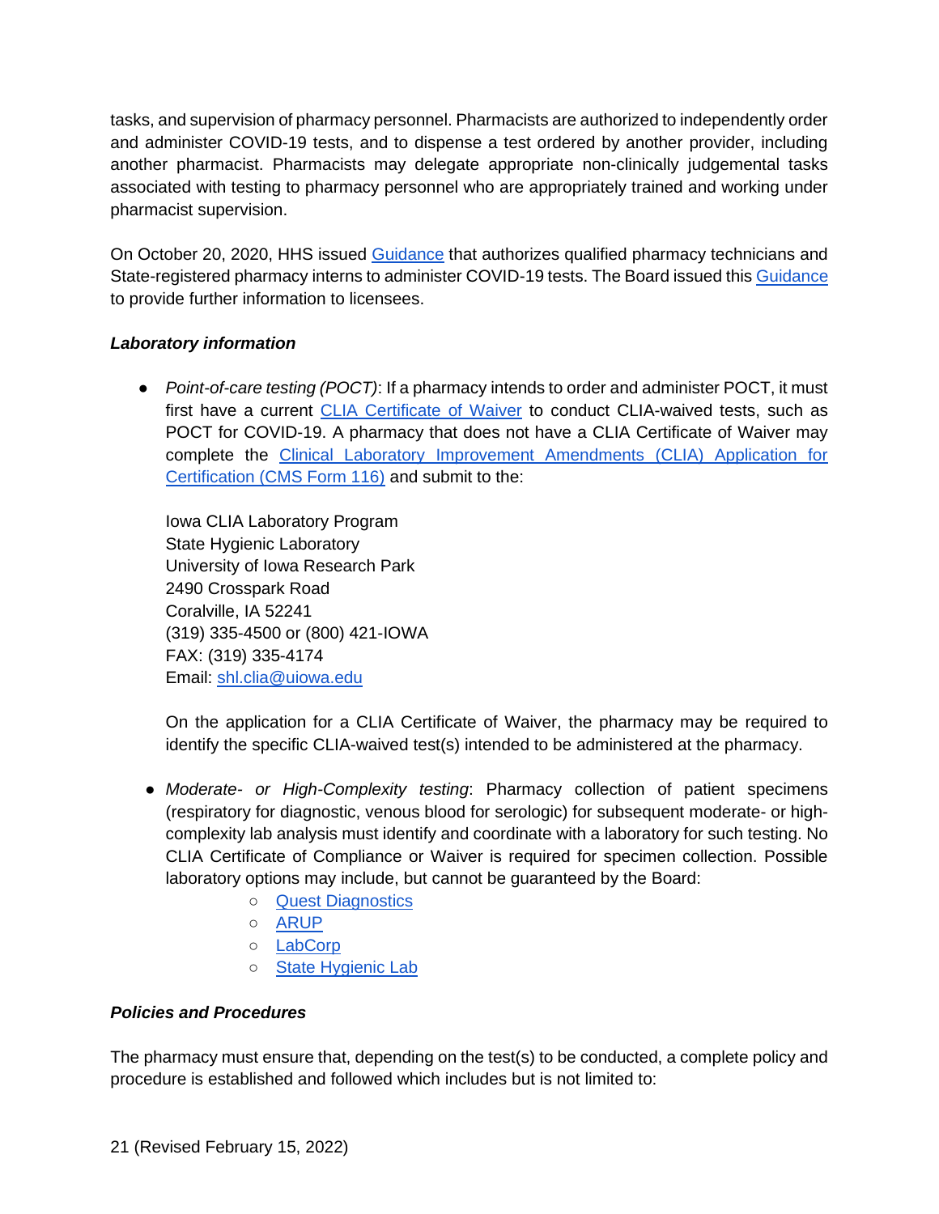tasks, and supervision of pharmacy personnel. Pharmacists are authorized to independently order and administer COVID-19 tests, and to dispense a test ordered by another provider, including another pharmacist. Pharmacists may delegate appropriate non-clinically judgemental tasks associated with testing to pharmacy personnel who are appropriately trained and working under pharmacist supervision.

On October 20, 2020, HHS issued Guidance that authorizes qualified pharmacy technicians and State-registered pharmacy interns to administer COVID-19 tests. The Board issued this Guidance to provide further information to licensees.

***Laboratory information***

- *Point-of-care testing (POCT)*: If a pharmacy intends to order and administer POCT, it must first have a current CLIA Certificate of Waiver to conduct CLIA-waived tests, such as POCT for COVID-19. A pharmacy that does not have a CLIA Certificate of Waiver may complete the Clinical Laboratory Improvement Amendments (CLIA) Application for Certification (CMS Form 116) and submit to the:

  Iowa CLIA Laboratory Program
  State Hygienic Laboratory
  University of Iowa Research Park
  2490 Crosspark Road
  Coralville, IA 52241
  (319) 335-4500 or (800) 421-IOWA
  FAX: (319) 335-4174
  Email: shl.clia@uiowa.edu

  On the application for a CLIA Certificate of Waiver, the pharmacy may be required to identify the specific CLIA-waived test(s) intended to be administered at the pharmacy.

- *Moderate- or High-Complexity testing*: Pharmacy collection of patient specimens (respiratory for diagnostic, venous blood for serologic) for subsequent moderate- or high-complexity lab analysis must identify and coordinate with a laboratory for such testing. No CLIA Certificate of Compliance or Waiver is required for specimen collection. Possible laboratory options may include, but cannot be guaranteed by the Board:
  - Quest Diagnostics
  - ARUP
  - LabCorp
  - State Hygienic Lab

***Policies and Procedures***

The pharmacy must ensure that, depending on the test(s) to be conducted, a complete policy and procedure is established and followed which includes but is not limited to: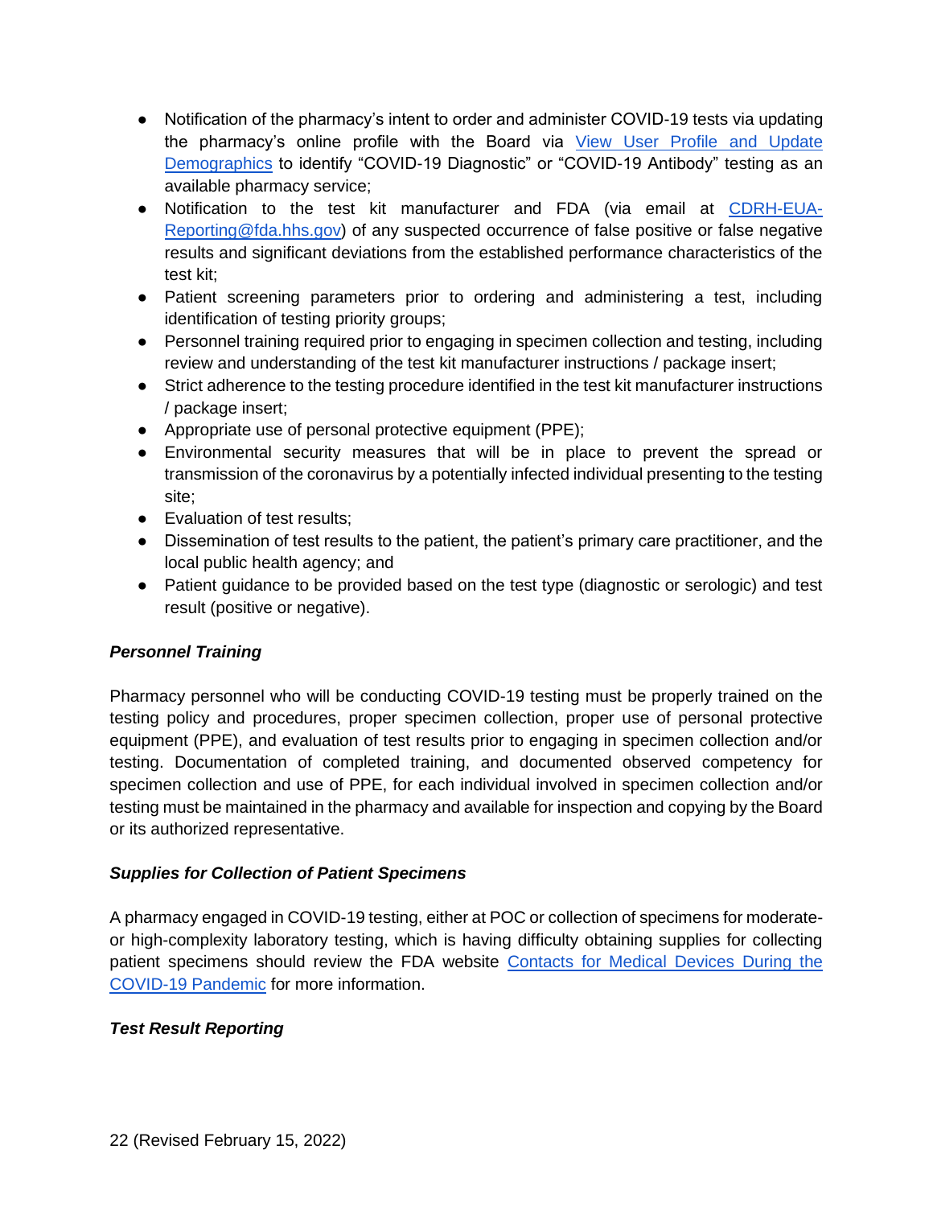- Notification of the pharmacy's intent to order and administer COVID-19 tests via updating the pharmacy's online profile with the Board via [View User Profile and Update Demographics]() to identify "COVID-19 Diagnostic" or "COVID-19 Antibody" testing as an available pharmacy service;
- Notification to the test kit manufacturer and FDA (via email at [CDRH-EUA-Reporting@fda.hhs.gov](mailto:CDRH-EUA-Reporting@fda.hhs.gov)) of any suspected occurrence of false positive or false negative results and significant deviations from the established performance characteristics of the test kit;
- Patient screening parameters prior to ordering and administering a test, including identification of testing priority groups;
- Personnel training required prior to engaging in specimen collection and testing, including review and understanding of the test kit manufacturer instructions / package insert;
- Strict adherence to the testing procedure identified in the test kit manufacturer instructions / package insert;
- Appropriate use of personal protective equipment (PPE);
- Environmental security measures that will be in place to prevent the spread or transmission of the coronavirus by a potentially infected individual presenting to the testing site;
- Evaluation of test results;
- Dissemination of test results to the patient, the patient's primary care practitioner, and the local public health agency; and
- Patient guidance to be provided based on the test type (diagnostic or serologic) and test result (positive or negative).

***Personnel Training***

Pharmacy personnel who will be conducting COVID-19 testing must be properly trained on the testing policy and procedures, proper specimen collection, proper use of personal protective equipment (PPE), and evaluation of test results prior to engaging in specimen collection and/or testing. Documentation of completed training, and documented observed competency for specimen collection and use of PPE, for each individual involved in specimen collection and/or testing must be maintained in the pharmacy and available for inspection and copying by the Board or its authorized representative.

***Supplies for Collection of Patient Specimens***

A pharmacy engaged in COVID-19 testing, either at POC or collection of specimens for moderate- or high-complexity laboratory testing, which is having difficulty obtaining supplies for collecting patient specimens should review the FDA website [Contacts for Medical Devices During the COVID-19 Pandemic]() for more information.

***Test Result Reporting***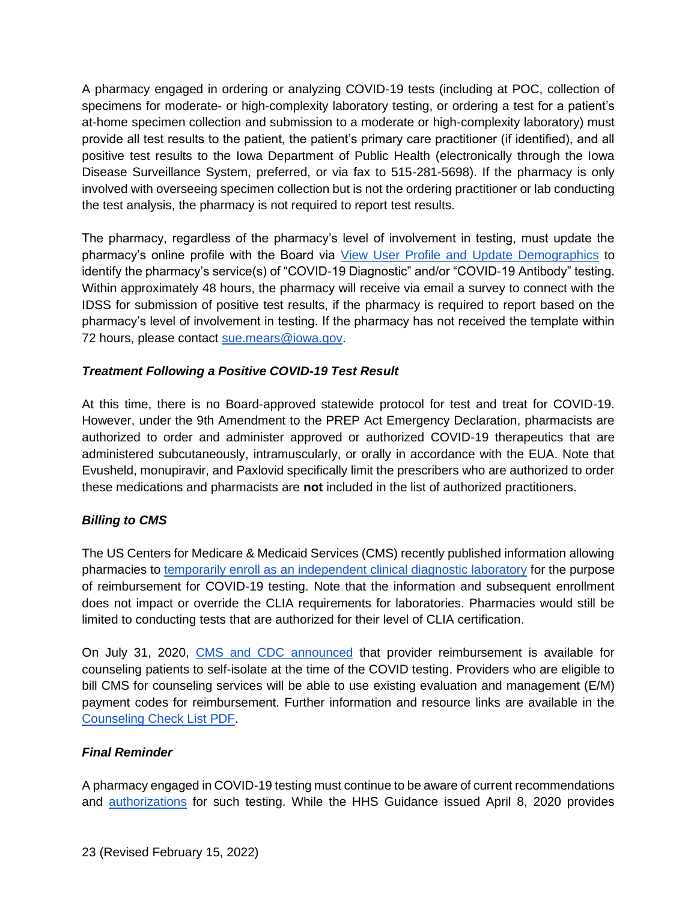A pharmacy engaged in ordering or analyzing COVID-19 tests (including at POC, collection of specimens for moderate- or high-complexity laboratory testing, or ordering a test for a patient's at-home specimen collection and submission to a moderate or high-complexity laboratory) must provide all test results to the patient, the patient's primary care practitioner (if identified), and all positive test results to the Iowa Department of Public Health (electronically through the Iowa Disease Surveillance System, preferred, or via fax to 515-281-5698). If the pharmacy is only involved with overseeing specimen collection but is not the ordering practitioner or lab conducting the test analysis, the pharmacy is not required to report test results.

The pharmacy, regardless of the pharmacy's level of involvement in testing, must update the pharmacy's online profile with the Board via View User Profile and Update Demographics to identify the pharmacy's service(s) of "COVID-19 Diagnostic" and/or "COVID-19 Antibody" testing. Within approximately 48 hours, the pharmacy will receive via email a survey to connect with the IDSS for submission of positive test results, if the pharmacy is required to report based on the pharmacy's level of involvement in testing. If the pharmacy has not received the template within 72 hours, please contact sue.mears@iowa.gov.

***Treatment Following a Positive COVID-19 Test Result***

At this time, there is no Board-approved statewide protocol for test and treat for COVID-19. However, under the 9th Amendment to the PREP Act Emergency Declaration, pharmacists are authorized to order and administer approved or authorized COVID-19 therapeutics that are administered subcutaneously, intramuscularly, or orally in accordance with the EUA. Note that Evusheld, monupiravir, and Paxlovid specifically limit the prescribers who are authorized to order these medications and pharmacists are **not** included in the list of authorized practitioners.

***Billing to CMS***

The US Centers for Medicare & Medicaid Services (CMS) recently published information allowing pharmacies to temporarily enroll as an independent clinical diagnostic laboratory for the purpose of reimbursement for COVID-19 testing. Note that the information and subsequent enrollment does not impact or override the CLIA requirements for laboratories. Pharmacies would still be limited to conducting tests that are authorized for their level of CLIA certification.

On July 31, 2020, CMS and CDC announced that provider reimbursement is available for counseling patients to self-isolate at the time of the COVID testing. Providers who are eligible to bill CMS for counseling services will be able to use existing evaluation and management (E/M) payment codes for reimbursement. Further information and resource links are available in the Counseling Check List PDF.

***Final Reminder***

A pharmacy engaged in COVID-19 testing must continue to be aware of current recommendations and authorizations for such testing. While the HHS Guidance issued April 8, 2020 provides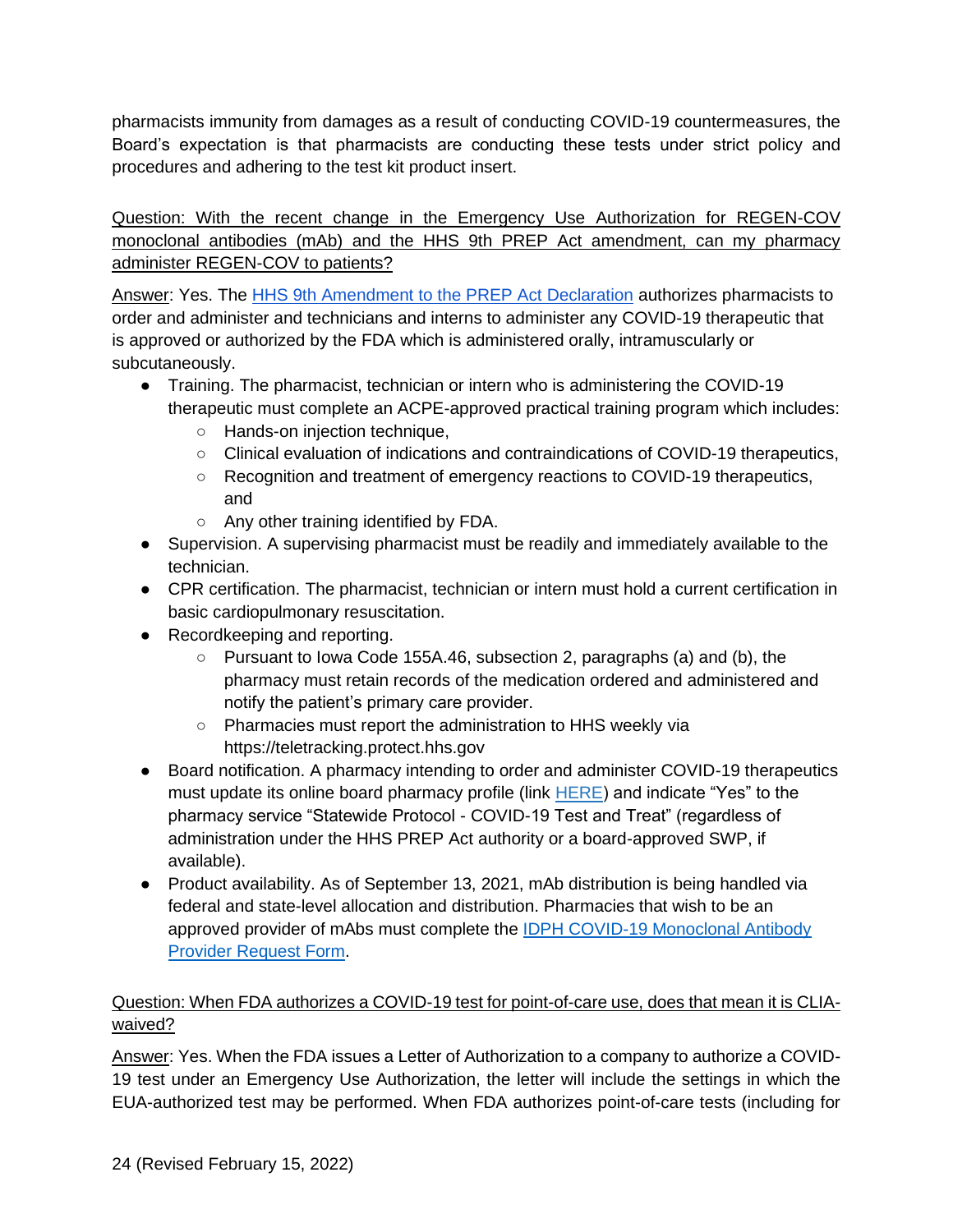pharmacists immunity from damages as a result of conducting COVID-19 countermeasures, the Board's expectation is that pharmacists are conducting these tests under strict policy and procedures and adhering to the test kit product insert.

<u>Question: With the recent change in the Emergency Use Authorization for REGEN-COV monoclonal antibodies (mAb) and the HHS 9th PREP Act amendment, can my pharmacy administer REGEN-COV to patients?</u>

<u>Answer</u>: Yes. The [HHS 9th Amendment to the PREP Act Declaration]() authorizes pharmacists to order and administer and technicians and interns to administer any COVID-19 therapeutic that is approved or authorized by the FDA which is administered orally, intramuscularly or subcutaneously.

- Training. The pharmacist, technician or intern who is administering the COVID-19 therapeutic must complete an ACPE-approved practical training program which includes:
  - Hands-on injection technique,
  - Clinical evaluation of indications and contraindications of COVID-19 therapeutics,
  - Recognition and treatment of emergency reactions to COVID-19 therapeutics, and
  - Any other training identified by FDA.
- Supervision. A supervising pharmacist must be readily and immediately available to the technician.
- CPR certification. The pharmacist, technician or intern must hold a current certification in basic cardiopulmonary resuscitation.
- Recordkeeping and reporting.
  - Pursuant to Iowa Code 155A.46, subsection 2, paragraphs (a) and (b), the pharmacy must retain records of the medication ordered and administered and notify the patient's primary care provider.
  - Pharmacies must report the administration to HHS weekly via https://teletracking.protect.hhs.gov
- Board notification. A pharmacy intending to order and administer COVID-19 therapeutics must update its online board pharmacy profile (link [HERE]()) and indicate "Yes" to the pharmacy service "Statewide Protocol - COVID-19 Test and Treat" (regardless of administration under the HHS PREP Act authority or a board-approved SWP, if available).
- Product availability. As of September 13, 2021, mAb distribution is being handled via federal and state-level allocation and distribution. Pharmacies that wish to be an approved provider of mAbs must complete the [IDPH COVID-19 Monoclonal Antibody Provider Request Form]().

<u>Question: When FDA authorizes a COVID-19 test for point-of-care use, does that mean it is CLIA-waived?</u>

<u>Answer</u>: Yes. When the FDA issues a Letter of Authorization to a company to authorize a COVID-19 test under an Emergency Use Authorization, the letter will include the settings in which the EUA-authorized test may be performed. When FDA authorizes point-of-care tests (including for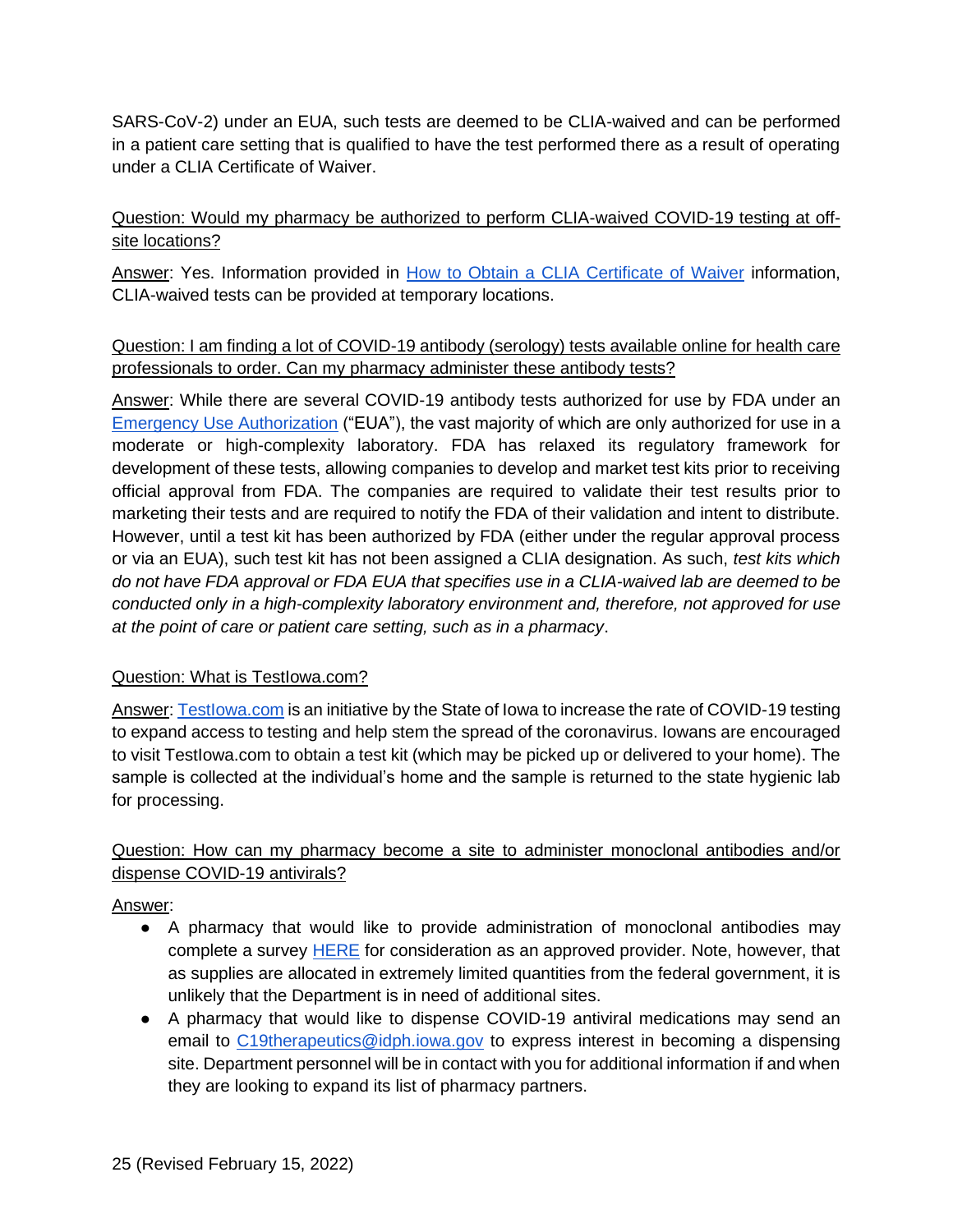SARS-CoV-2) under an EUA, such tests are deemed to be CLIA-waived and can be performed in a patient care setting that is qualified to have the test performed there as a result of operating under a CLIA Certificate of Waiver.

Question: Would my pharmacy be authorized to perform CLIA-waived COVID-19 testing at off-site locations?

Answer: Yes. Information provided in [How to Obtain a CLIA Certificate of Waiver]() information, CLIA-waived tests can be provided at temporary locations.

Question: I am finding a lot of COVID-19 antibody (serology) tests available online for health care professionals to order. Can my pharmacy administer these antibody tests?

Answer: While there are several COVID-19 antibody tests authorized for use by FDA under an [Emergency Use Authorization]() ("EUA"), the vast majority of which are only authorized for use in a moderate or high-complexity laboratory. FDA has relaxed its regulatory framework for development of these tests, allowing companies to develop and market test kits prior to receiving official approval from FDA. The companies are required to validate their test results prior to marketing their tests and are required to notify the FDA of their validation and intent to distribute. However, until a test kit has been authorized by FDA (either under the regular approval process or via an EUA), such test kit has not been assigned a CLIA designation. As such, *test kits which do not have FDA approval or FDA EUA that specifies use in a CLIA-waived lab are deemed to be conducted only in a high-complexity laboratory environment and, therefore, not approved for use at the point of care or patient care setting, such as in a pharmacy*.

Question: What is TestIowa.com?

Answer: [TestIowa.com]() is an initiative by the State of Iowa to increase the rate of COVID-19 testing to expand access to testing and help stem the spread of the coronavirus. Iowans are encouraged to visit TestIowa.com to obtain a test kit (which may be picked up or delivered to your home). The sample is collected at the individual's home and the sample is returned to the state hygienic lab for processing.

Question: How can my pharmacy become a site to administer monoclonal antibodies and/or dispense COVID-19 antivirals?

Answer:

- A pharmacy that would like to provide administration of monoclonal antibodies may complete a survey [HERE]() for consideration as an approved provider. Note, however, that as supplies are allocated in extremely limited quantities from the federal government, it is unlikely that the Department is in need of additional sites.
- A pharmacy that would like to dispense COVID-19 antiviral medications may send an email to [C19therapeutics@idph.iowa.gov](mailto:C19therapeutics@idph.iowa.gov) to express interest in becoming a dispensing site. Department personnel will be in contact with you for additional information if and when they are looking to expand its list of pharmacy partners.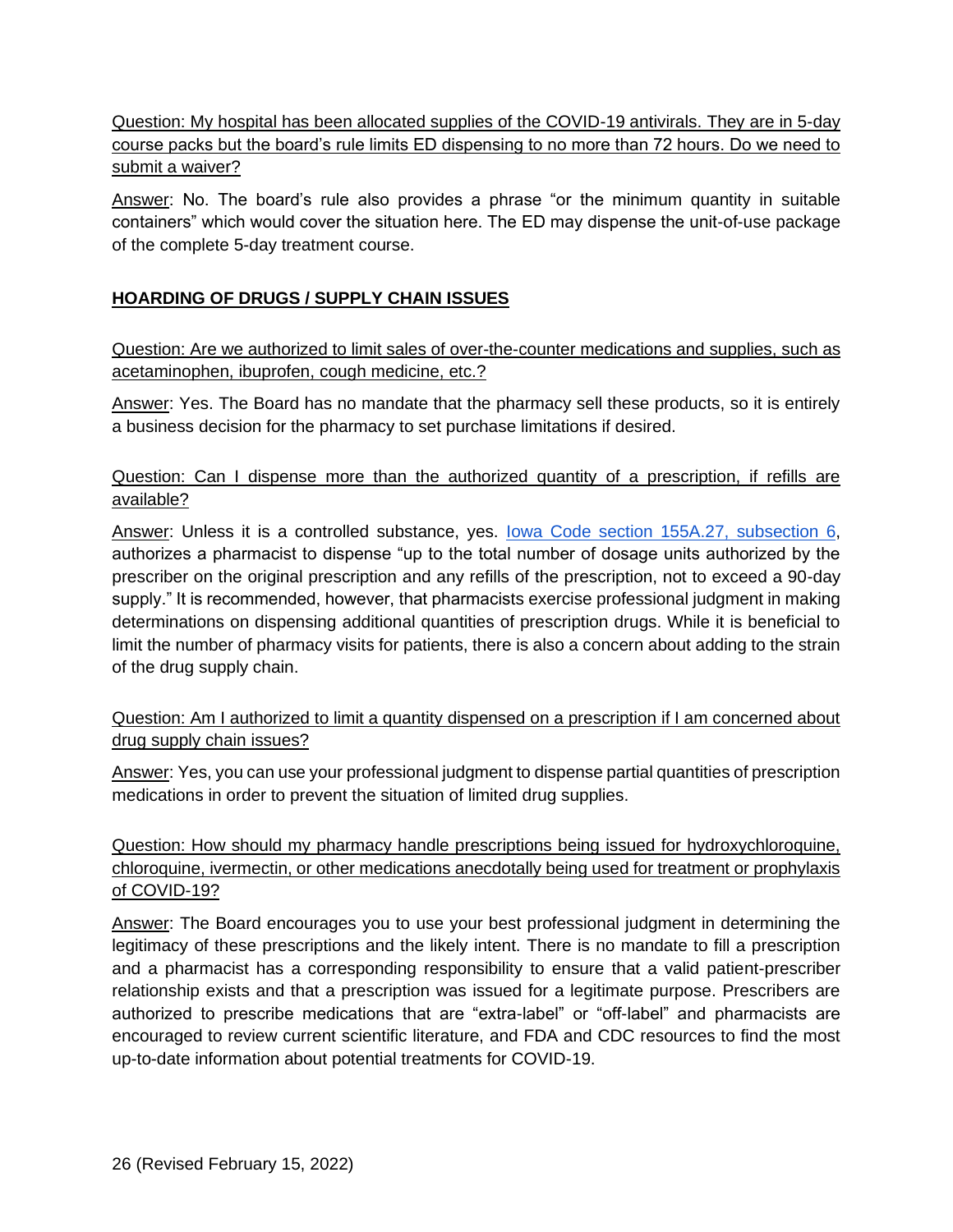Question: My hospital has been allocated supplies of the COVID-19 antivirals. They are in 5-day course packs but the board's rule limits ED dispensing to no more than 72 hours. Do we need to submit a waiver?

Answer: No. The board's rule also provides a phrase "or the minimum quantity in suitable containers" which would cover the situation here. The ED may dispense the unit-of-use package of the complete 5-day treatment course.

## HOARDING OF DRUGS / SUPPLY CHAIN ISSUES

Question: Are we authorized to limit sales of over-the-counter medications and supplies, such as acetaminophen, ibuprofen, cough medicine, etc.?

Answer: Yes. The Board has no mandate that the pharmacy sell these products, so it is entirely a business decision for the pharmacy to set purchase limitations if desired.

Question: Can I dispense more than the authorized quantity of a prescription, if refills are available?

Answer: Unless it is a controlled substance, yes. Iowa Code section 155A.27, subsection 6, authorizes a pharmacist to dispense "up to the total number of dosage units authorized by the prescriber on the original prescription and any refills of the prescription, not to exceed a 90-day supply." It is recommended, however, that pharmacists exercise professional judgment in making determinations on dispensing additional quantities of prescription drugs. While it is beneficial to limit the number of pharmacy visits for patients, there is also a concern about adding to the strain of the drug supply chain.

Question: Am I authorized to limit a quantity dispensed on a prescription if I am concerned about drug supply chain issues?

Answer: Yes, you can use your professional judgment to dispense partial quantities of prescription medications in order to prevent the situation of limited drug supplies.

Question: How should my pharmacy handle prescriptions being issued for hydroxychloroquine, chloroquine, ivermectin, or other medications anecdotally being used for treatment or prophylaxis of COVID-19?

Answer: The Board encourages you to use your best professional judgment in determining the legitimacy of these prescriptions and the likely intent. There is no mandate to fill a prescription and a pharmacist has a corresponding responsibility to ensure that a valid patient-prescriber relationship exists and that a prescription was issued for a legitimate purpose. Prescribers are authorized to prescribe medications that are "extra-label" or "off-label" and pharmacists are encouraged to review current scientific literature, and FDA and CDC resources to find the most up-to-date information about potential treatments for COVID-19.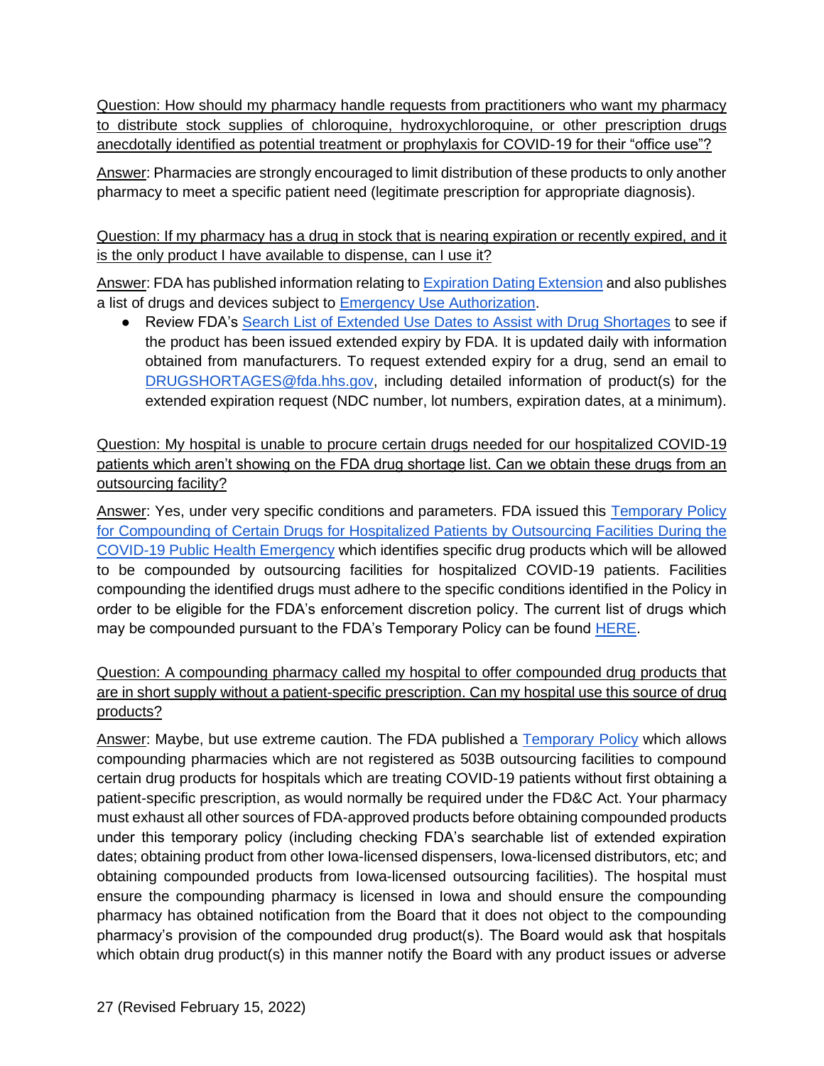<u>Question: How should my pharmacy handle requests from practitioners who want my pharmacy to distribute stock supplies of chloroquine, hydroxychloroquine, or other prescription drugs anecdotally identified as potential treatment or prophylaxis for COVID-19 for their "office use"?</u>

<u>Answer</u>: Pharmacies are strongly encouraged to limit distribution of these products to only another pharmacy to meet a specific patient need (legitimate prescription for appropriate diagnosis).

<u>Question: If my pharmacy has a drug in stock that is nearing expiration or recently expired, and it is the only product I have available to dispense, can I use it?</u>

<u>Answer</u>: FDA has published information relating to Expiration Dating Extension and also publishes a list of drugs and devices subject to Emergency Use Authorization.

- Review FDA's Search List of Extended Use Dates to Assist with Drug Shortages to see if the product has been issued extended expiry by FDA. It is updated daily with information obtained from manufacturers. To request extended expiry for a drug, send an email to DRUGSHORTAGES@fda.hhs.gov, including detailed information of product(s) for the extended expiration request (NDC number, lot numbers, expiration dates, at a minimum).

<u>Question: My hospital is unable to procure certain drugs needed for our hospitalized COVID-19 patients which aren't showing on the FDA drug shortage list. Can we obtain these drugs from an outsourcing facility?</u>

<u>Answer</u>: Yes, under very specific conditions and parameters. FDA issued this Temporary Policy for Compounding of Certain Drugs for Hospitalized Patients by Outsourcing Facilities During the COVID-19 Public Health Emergency which identifies specific drug products which will be allowed to be compounded by outsourcing facilities for hospitalized COVID-19 patients. Facilities compounding the identified drugs must adhere to the specific conditions identified in the Policy in order to be eligible for the FDA's enforcement discretion policy. The current list of drugs which may be compounded pursuant to the FDA's Temporary Policy can be found HERE.

<u>Question: A compounding pharmacy called my hospital to offer compounded drug products that are in short supply without a patient-specific prescription. Can my hospital use this source of drug products?</u>

<u>Answer</u>: Maybe, but use extreme caution. The FDA published a Temporary Policy which allows compounding pharmacies which are not registered as 503B outsourcing facilities to compound certain drug products for hospitals which are treating COVID-19 patients without first obtaining a patient-specific prescription, as would normally be required under the FD&C Act. Your pharmacy must exhaust all other sources of FDA-approved products before obtaining compounded products under this temporary policy (including checking FDA's searchable list of extended expiration dates; obtaining product from other Iowa-licensed dispensers, Iowa-licensed distributors, etc; and obtaining compounded products from Iowa-licensed outsourcing facilities). The hospital must ensure the compounding pharmacy is licensed in Iowa and should ensure the compounding pharmacy has obtained notification from the Board that it does not object to the compounding pharmacy's provision of the compounded drug product(s). The Board would ask that hospitals which obtain drug product(s) in this manner notify the Board with any product issues or adverse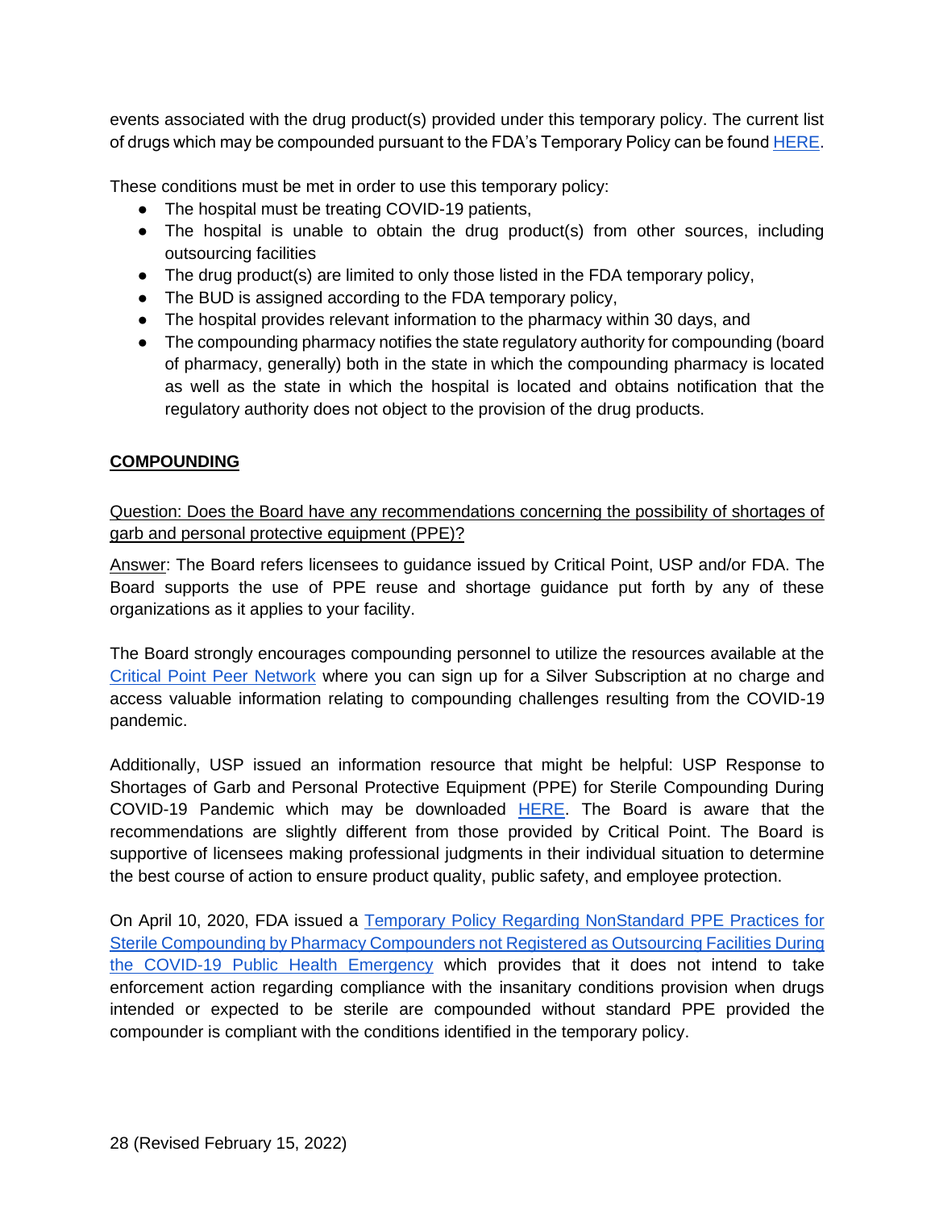events associated with the drug product(s) provided under this temporary policy. The current list of drugs which may be compounded pursuant to the FDA's Temporary Policy can be found HERE.

These conditions must be met in order to use this temporary policy:

- The hospital must be treating COVID-19 patients,
- The hospital is unable to obtain the drug product(s) from other sources, including outsourcing facilities
- The drug product(s) are limited to only those listed in the FDA temporary policy,
- The BUD is assigned according to the FDA temporary policy,
- The hospital provides relevant information to the pharmacy within 30 days, and
- The compounding pharmacy notifies the state regulatory authority for compounding (board of pharmacy, generally) both in the state in which the compounding pharmacy is located as well as the state in which the hospital is located and obtains notification that the regulatory authority does not object to the provision of the drug products.

## COMPOUNDING

Question: Does the Board have any recommendations concerning the possibility of shortages of garb and personal protective equipment (PPE)?

Answer: The Board refers licensees to guidance issued by Critical Point, USP and/or FDA. The Board supports the use of PPE reuse and shortage guidance put forth by any of these organizations as it applies to your facility.

The Board strongly encourages compounding personnel to utilize the resources available at the Critical Point Peer Network where you can sign up for a Silver Subscription at no charge and access valuable information relating to compounding challenges resulting from the COVID-19 pandemic.

Additionally, USP issued an information resource that might be helpful: USP Response to Shortages of Garb and Personal Protective Equipment (PPE) for Sterile Compounding During COVID-19 Pandemic which may be downloaded HERE. The Board is aware that the recommendations are slightly different from those provided by Critical Point. The Board is supportive of licensees making professional judgments in their individual situation to determine the best course of action to ensure product quality, public safety, and employee protection.

On April 10, 2020, FDA issued a Temporary Policy Regarding NonStandard PPE Practices for Sterile Compounding by Pharmacy Compounders not Registered as Outsourcing Facilities During the COVID-19 Public Health Emergency which provides that it does not intend to take enforcement action regarding compliance with the insanitary conditions provision when drugs intended or expected to be sterile are compounded without standard PPE provided the compounder is compliant with the conditions identified in the temporary policy.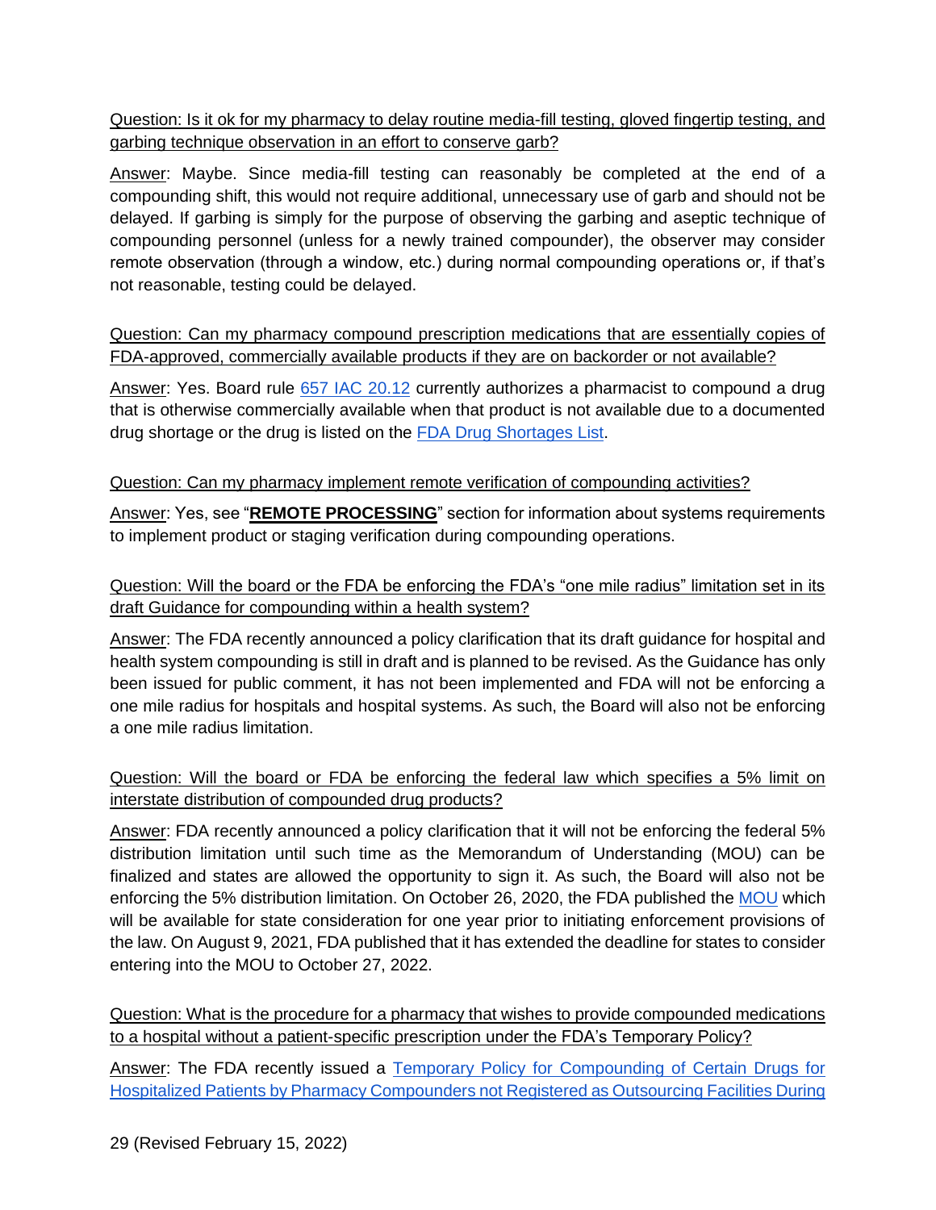Question: Is it ok for my pharmacy to delay routine media-fill testing, gloved fingertip testing, and garbing technique observation in an effort to conserve garb?

Answer: Maybe. Since media-fill testing can reasonably be completed at the end of a compounding shift, this would not require additional, unnecessary use of garb and should not be delayed. If garbing is simply for the purpose of observing the garbing and aseptic technique of compounding personnel (unless for a newly trained compounder), the observer may consider remote observation (through a window, etc.) during normal compounding operations or, if that's not reasonable, testing could be delayed.

Question: Can my pharmacy compound prescription medications that are essentially copies of FDA-approved, commercially available products if they are on backorder or not available?

Answer: Yes. Board rule 657 IAC 20.12 currently authorizes a pharmacist to compound a drug that is otherwise commercially available when that product is not available due to a documented drug shortage or the drug is listed on the FDA Drug Shortages List.

Question: Can my pharmacy implement remote verification of compounding activities?

Answer: Yes, see "**REMOTE PROCESSING**" section for information about systems requirements to implement product or staging verification during compounding operations.

Question: Will the board or the FDA be enforcing the FDA's "one mile radius" limitation set in its draft Guidance for compounding within a health system?

Answer: The FDA recently announced a policy clarification that its draft guidance for hospital and health system compounding is still in draft and is planned to be revised. As the Guidance has only been issued for public comment, it has not been implemented and FDA will not be enforcing a one mile radius for hospitals and hospital systems. As such, the Board will also not be enforcing a one mile radius limitation.

Question: Will the board or FDA be enforcing the federal law which specifies a 5% limit on interstate distribution of compounded drug products?

Answer: FDA recently announced a policy clarification that it will not be enforcing the federal 5% distribution limitation until such time as the Memorandum of Understanding (MOU) can be finalized and states are allowed the opportunity to sign it. As such, the Board will also not be enforcing the 5% distribution limitation. On October 26, 2020, the FDA published the MOU which will be available for state consideration for one year prior to initiating enforcement provisions of the law. On August 9, 2021, FDA published that it has extended the deadline for states to consider entering into the MOU to October 27, 2022.

Question: What is the procedure for a pharmacy that wishes to provide compounded medications to a hospital without a patient-specific prescription under the FDA's Temporary Policy?

Answer: The FDA recently issued a Temporary Policy for Compounding of Certain Drugs for Hospitalized Patients by Pharmacy Compounders not Registered as Outsourcing Facilities During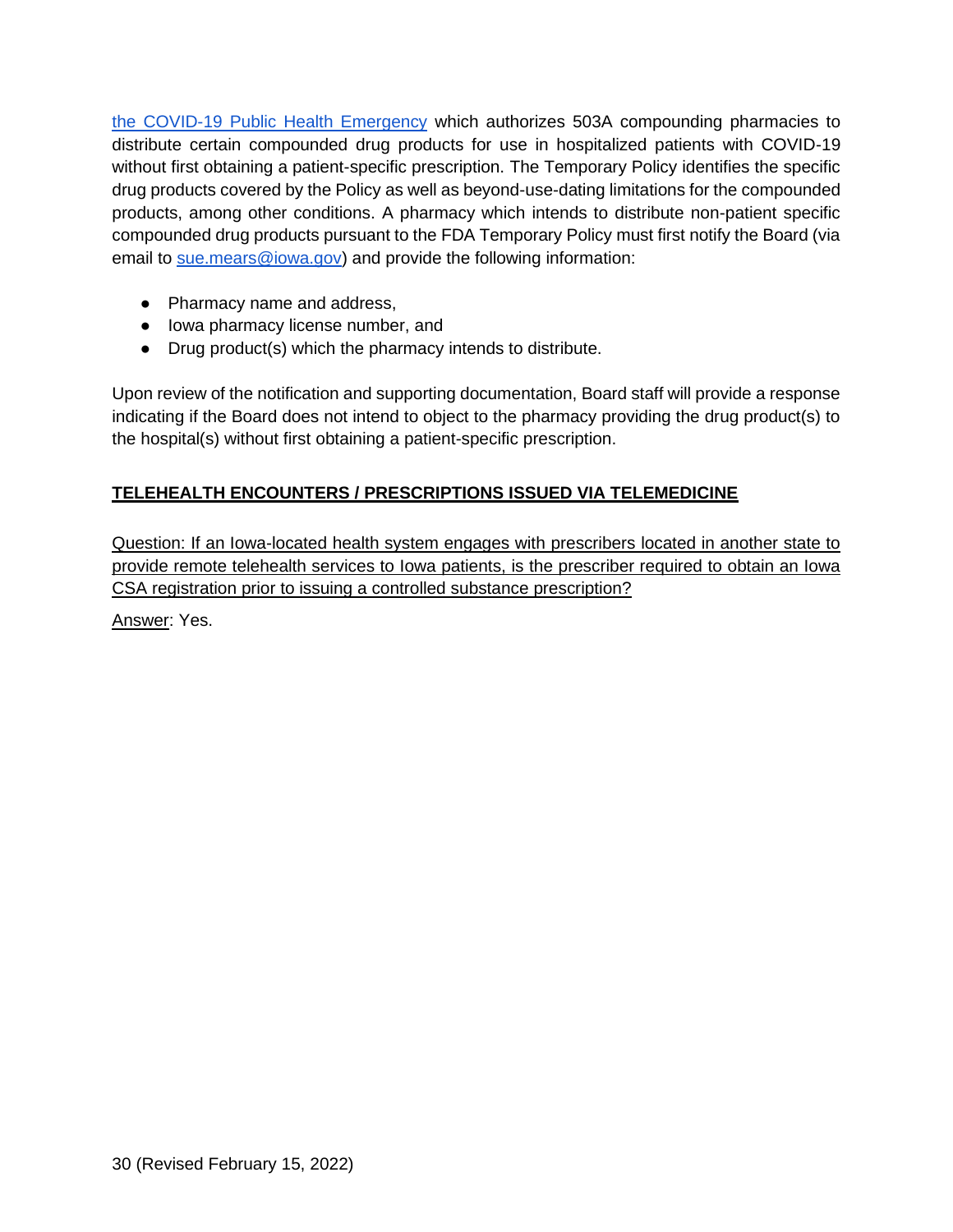[the COVID-19 Public Health Emergency](#) which authorizes 503A compounding pharmacies to distribute certain compounded drug products for use in hospitalized patients with COVID-19 without first obtaining a patient-specific prescription. The Temporary Policy identifies the specific drug products covered by the Policy as well as beyond-use-dating limitations for the compounded products, among other conditions. A pharmacy which intends to distribute non-patient specific compounded drug products pursuant to the FDA Temporary Policy must first notify the Board (via email to [sue.mears@iowa.gov](mailto:sue.mears@iowa.gov)) and provide the following information:

- Pharmacy name and address,
- Iowa pharmacy license number, and
- Drug product(s) which the pharmacy intends to distribute.

Upon review of the notification and supporting documentation, Board staff will provide a response indicating if the Board does not intend to object to the pharmacy providing the drug product(s) to the hospital(s) without first obtaining a patient-specific prescription.

## TELEHEALTH ENCOUNTERS / PRESCRIPTIONS ISSUED VIA TELEMEDICINE

Question: If an Iowa-located health system engages with prescribers located in another state to provide remote telehealth services to Iowa patients, is the prescriber required to obtain an Iowa CSA registration prior to issuing a controlled substance prescription?

Answer: Yes.